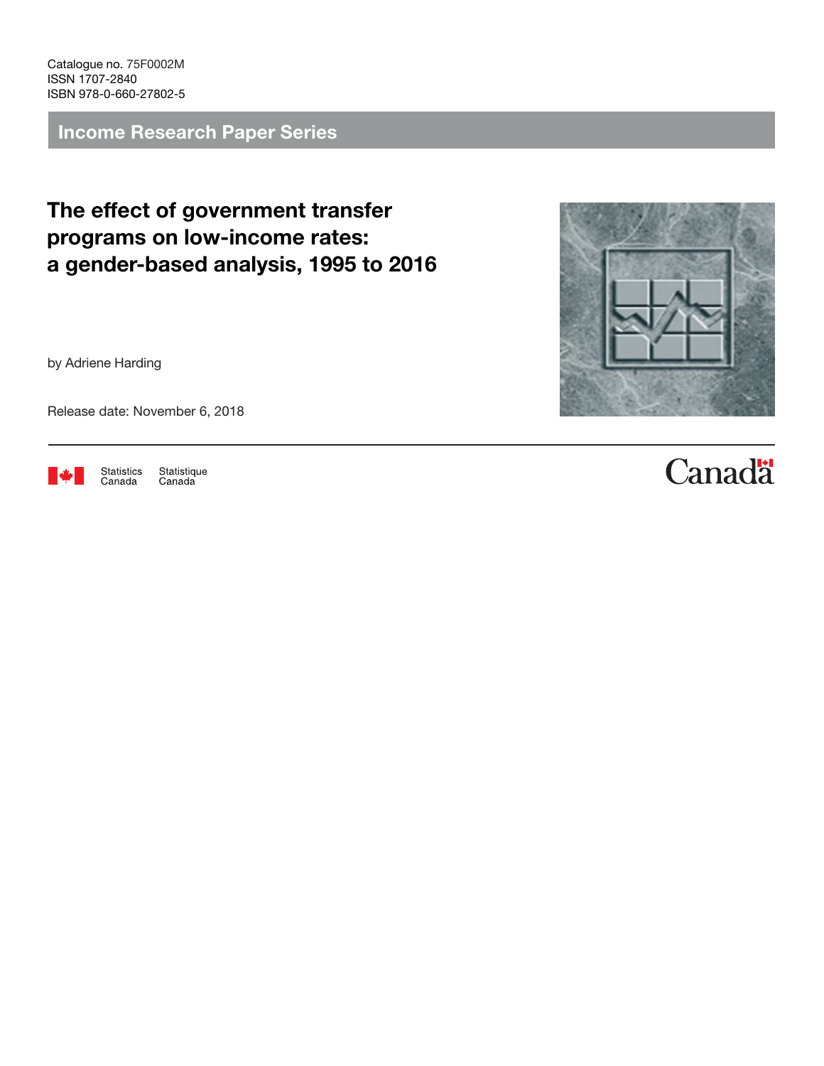Catalogue no. 75F0002M
ISSN 1707-2840
ISBN 978-0-660-27802-5

## Income Research Paper Series

# The effect of government transfer programs on low-income rates: a gender-based analysis, 1995 to 2016

by Adriene Harding

Release date: November 6, 2018

Statistics Canada Statistique Canada

Canada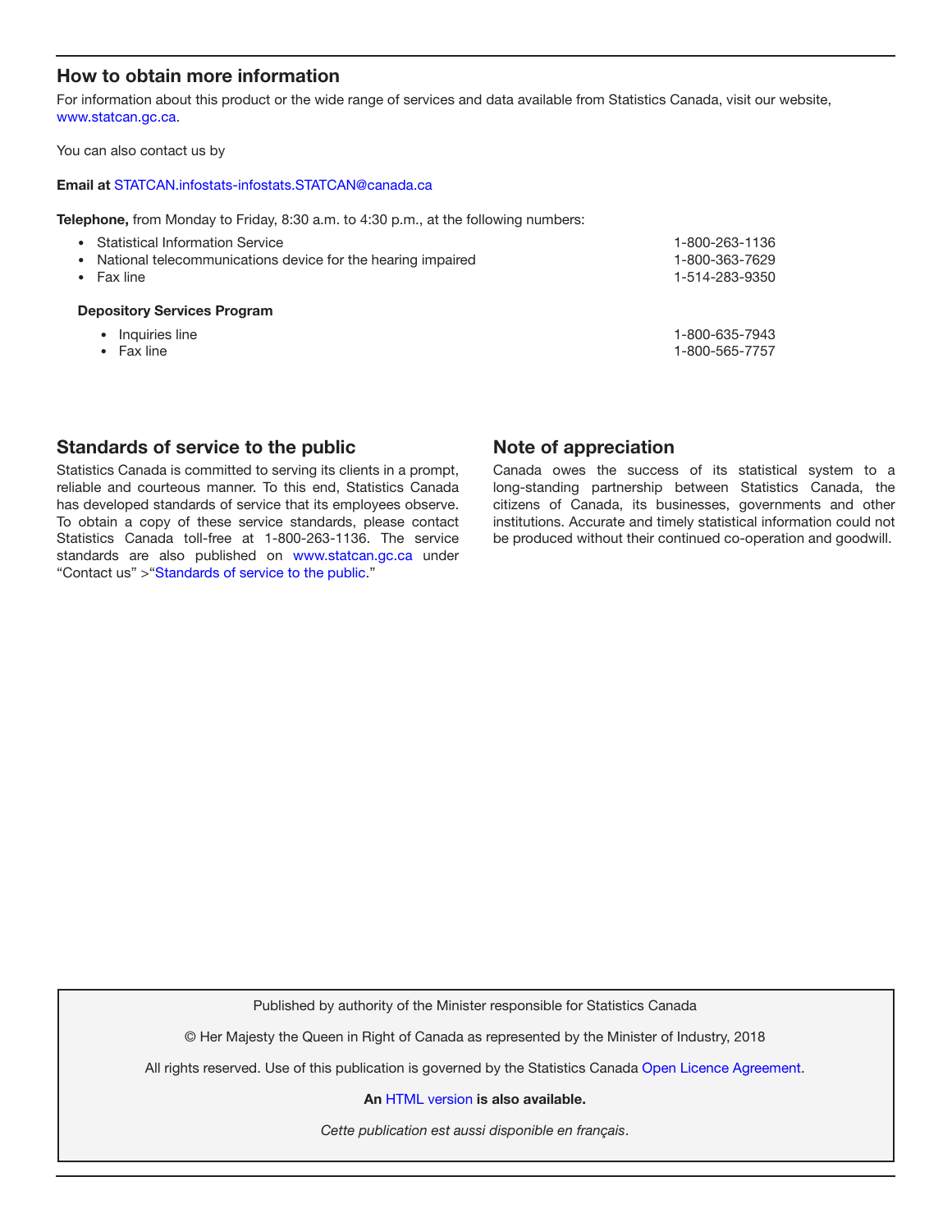## How to obtain more information

For information about this product or the wide range of services and data available from Statistics Canada, visit our website, www.statcan.gc.ca.

You can also contact us by

**Email at** STATCAN.infostats-infostats.STATCAN@canada.ca

**Telephone,** from Monday to Friday, 8:30 a.m. to 4:30 p.m., at the following numbers:

- Statistical Information Service 1-800-263-1136
- National telecommunications device for the hearing impaired 1-800-363-7629
- Fax line 1-514-283-9350

**Depository Services Program**

- Inquiries line 1-800-635-7943
- Fax line 1-800-565-7757

## Standards of service to the public

Statistics Canada is committed to serving its clients in a prompt, reliable and courteous manner. To this end, Statistics Canada has developed standards of service that its employees observe. To obtain a copy of these service standards, please contact Statistics Canada toll-free at 1-800-263-1136. The service standards are also published on www.statcan.gc.ca under "Contact us" >"Standards of service to the public."

## Note of appreciation

Canada owes the success of its statistical system to a long-standing partnership between Statistics Canada, the citizens of Canada, its businesses, governments and other institutions. Accurate and timely statistical information could not be produced without their continued co-operation and goodwill.

Published by authority of the Minister responsible for Statistics Canada

© Her Majesty the Queen in Right of Canada as represented by the Minister of Industry, 2018

All rights reserved. Use of this publication is governed by the Statistics Canada Open Licence Agreement.

**An HTML version is also available.**

*Cette publication est aussi disponible en français*.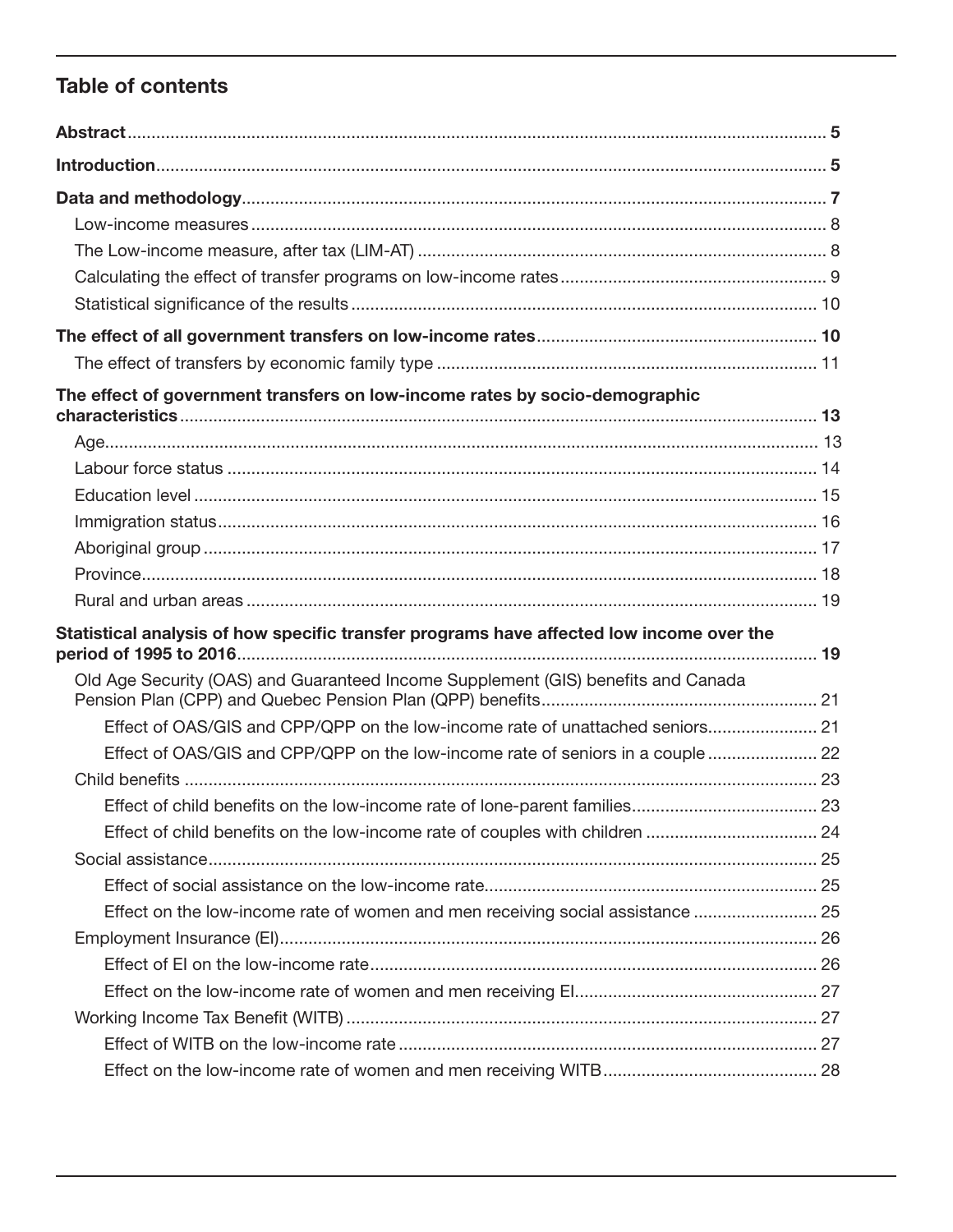## Table of contents

**Abstract** ..... **5**

**Introduction** ..... **5**

**Data and methodology** ..... **7**

- Low-income measures ..... 8
- The Low-income measure, after tax (LIM-AT) ..... 8
- Calculating the effect of transfer programs on low-income rates ..... 9
- Statistical significance of the results ..... 10

**The effect of all government transfers on low-income rates** ..... **10**

- The effect of transfers by economic family type ..... 11

**The effect of government transfers on low-income rates by socio-demographic characteristics** ..... **13**

- Age ..... 13
- Labour force status ..... 14
- Education level ..... 15
- Immigration status ..... 16
- Aboriginal group ..... 17
- Province ..... 18
- Rural and urban areas ..... 19

**Statistical analysis of how specific transfer programs have affected low income over the period of 1995 to 2016** ..... **19**

- Old Age Security (OAS) and Guaranteed Income Supplement (GIS) benefits and Canada Pension Plan (CPP) and Quebec Pension Plan (QPP) benefits ..... 21
  - Effect of OAS/GIS and CPP/QPP on the low-income rate of unattached seniors ..... 21
  - Effect of OAS/GIS and CPP/QPP on the low-income rate of seniors in a couple ..... 22
- Child benefits ..... 23
  - Effect of child benefits on the low-income rate of lone-parent families ..... 23
  - Effect of child benefits on the low-income rate of couples with children ..... 24
- Social assistance ..... 25
  - Effect of social assistance on the low-income rate ..... 25
  - Effect on the low-income rate of women and men receiving social assistance ..... 25
- Employment Insurance (EI) ..... 26
  - Effect of EI on the low-income rate ..... 26
  - Effect on the low-income rate of women and men receiving EI ..... 27
- Working Income Tax Benefit (WITB) ..... 27
  - Effect of WITB on the low-income rate ..... 27
  - Effect on the low-income rate of women and men receiving WITB ..... 28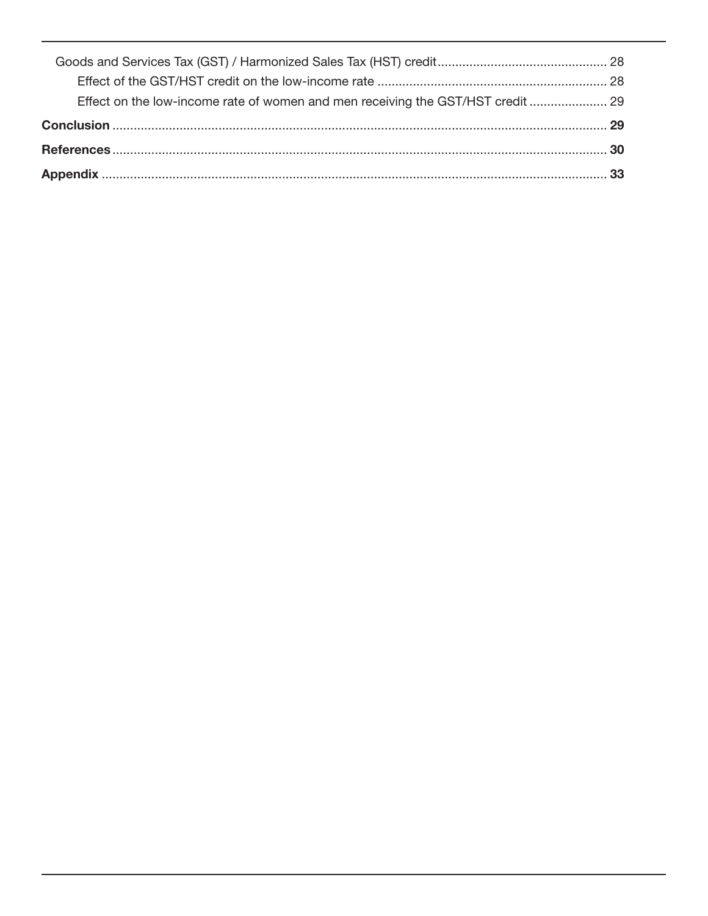Goods and Services Tax (GST) / Harmonized Sales Tax (HST) credit ................................................ 28

Effect of the GST/HST credit on the low-income rate ................................................................ 28

Effect on the low-income rate of women and men receiving the GST/HST credit ...................... 29

**Conclusion** ............................................................................................................................... **29**

**References** ............................................................................................................................... **30**

**Appendix** ................................................................................................................................. **33**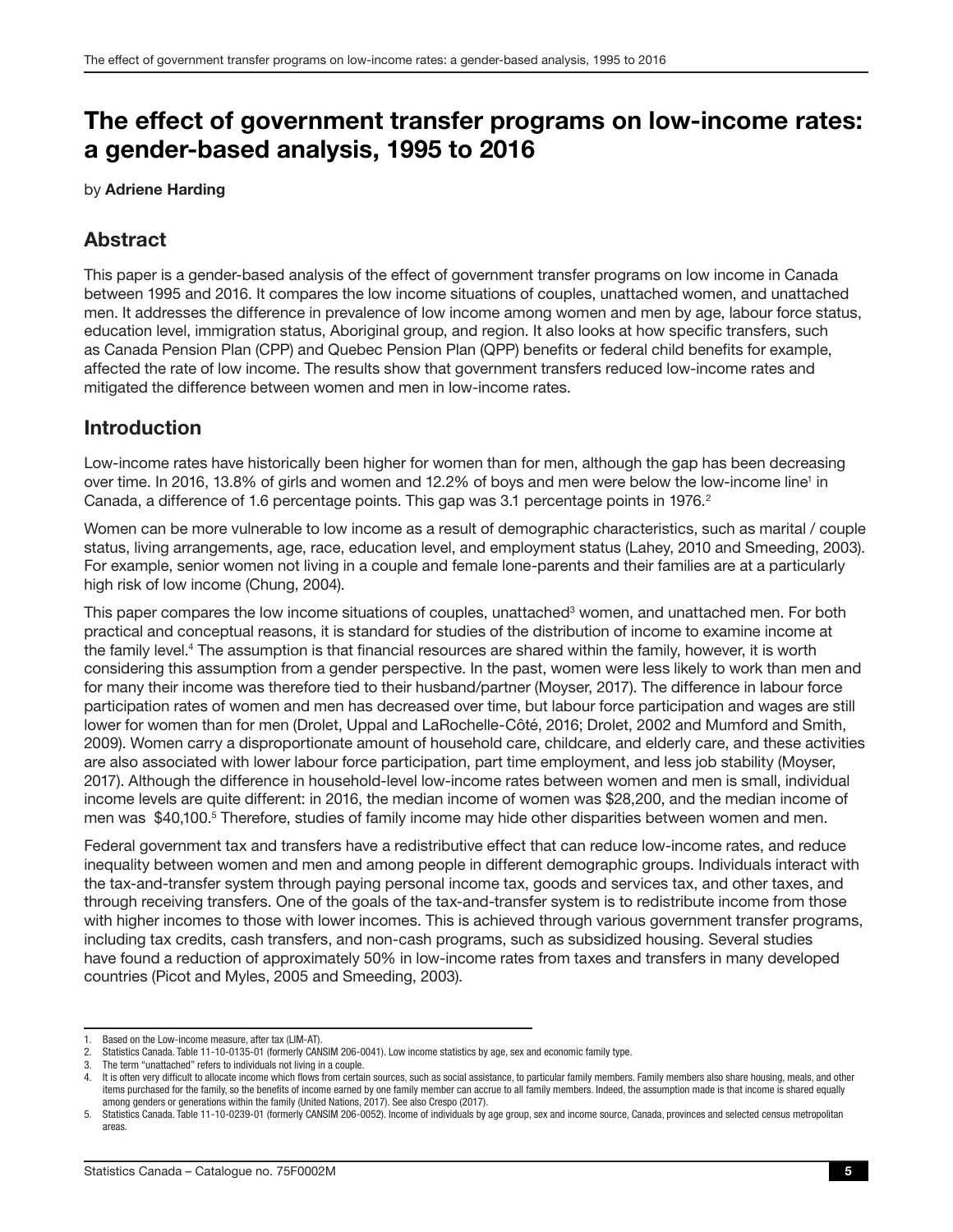# The effect of government transfer programs on low-income rates: a gender-based analysis, 1995 to 2016

by **Adriene Harding**

## Abstract

This paper is a gender-based analysis of the effect of government transfer programs on low income in Canada between 1995 and 2016. It compares the low income situations of couples, unattached women, and unattached men. It addresses the difference in prevalence of low income among women and men by age, labour force status, education level, immigration status, Aboriginal group, and region. It also looks at how specific transfers, such as Canada Pension Plan (CPP) and Quebec Pension Plan (QPP) benefits or federal child benefits for example, affected the rate of low income. The results show that government transfers reduced low-income rates and mitigated the difference between women and men in low-income rates.

## Introduction

Low-income rates have historically been higher for women than for men, although the gap has been decreasing over time. In 2016, 13.8% of girls and women and 12.2% of boys and men were below the low-income line[1] in Canada, a difference of 1.6 percentage points. This gap was 3.1 percentage points in 1976.[2]

Women can be more vulnerable to low income as a result of demographic characteristics, such as marital / couple status, living arrangements, age, race, education level, and employment status (Lahey, 2010 and Smeeding, 2003). For example, senior women not living in a couple and female lone-parents and their families are at a particularly high risk of low income (Chung, 2004).

This paper compares the low income situations of couples, unattached[3] women, and unattached men. For both practical and conceptual reasons, it is standard for studies of the distribution of income to examine income at the family level.[4] The assumption is that financial resources are shared within the family, however, it is worth considering this assumption from a gender perspective. In the past, women were less likely to work than men and for many their income was therefore tied to their husband/partner (Moyser, 2017). The difference in labour force participation rates of women and men has decreased over time, but labour force participation and wages are still lower for women than for men (Drolet, Uppal and LaRochelle-Côté, 2016; Drolet, 2002 and Mumford and Smith, 2009). Women carry a disproportionate amount of household care, childcare, and elderly care, and these activities are also associated with lower labour force participation, part time employment, and less job stability (Moyser, 2017). Although the difference in household-level low-income rates between women and men is small, individual income levels are quite different: in 2016, the median income of women was $28,200, and the median income of men was $40,100.[5] Therefore, studies of family income may hide other disparities between women and men.

Federal government tax and transfers have a redistributive effect that can reduce low-income rates, and reduce inequality between women and men and among people in different demographic groups. Individuals interact with the tax-and-transfer system through paying personal income tax, goods and services tax, and other taxes, and through receiving transfers. One of the goals of the tax-and-transfer system is to redistribute income from those with higher incomes to those with lower incomes. This is achieved through various government transfer programs, including tax credits, cash transfers, and non-cash programs, such as subsidized housing. Several studies have found a reduction of approximately 50% in low-income rates from taxes and transfers in many developed countries (Picot and Myles, 2005 and Smeeding, 2003).

---

1. Based on the Low-income measure, after tax (LIM-AT).
2. Statistics Canada. Table 11-10-0135-01 (formerly CANSIM 206-0041). Low income statistics by age, sex and economic family type.
3. The term "unattached" refers to individuals not living in a couple.
4. It is often very difficult to allocate income which flows from certain sources, such as social assistance, to particular family members. Family members also share housing, meals, and other items purchased for the family, so the benefits of income earned by one family member can accrue to all family members. Indeed, the assumption made is that income is shared equally among genders or generations within the family (United Nations, 2017). See also Crespo (2017).
5. Statistics Canada. Table 11-10-0239-01 (formerly CANSIM 206-0052). Income of individuals by age group, sex and income source, Canada, provinces and selected census metropolitan areas.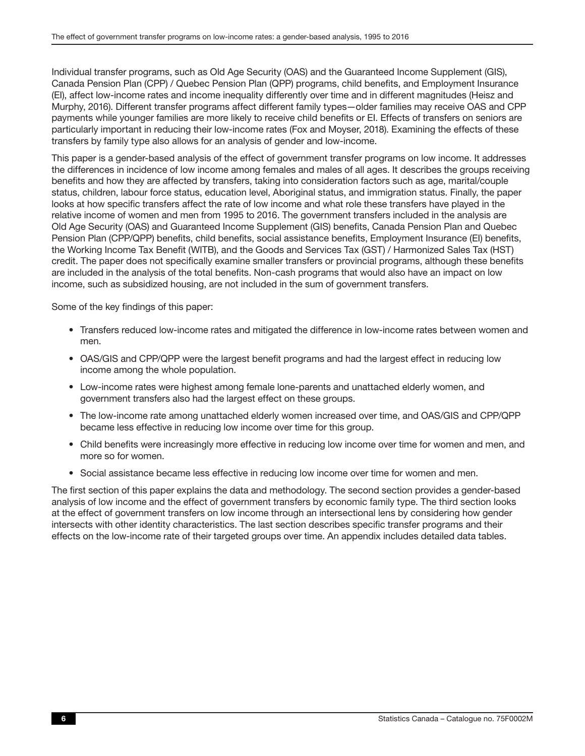Individual transfer programs, such as Old Age Security (OAS) and the Guaranteed Income Supplement (GIS), Canada Pension Plan (CPP) / Quebec Pension Plan (QPP) programs, child benefits, and Employment Insurance (EI), affect low-income rates and income inequality differently over time and in different magnitudes (Heisz and Murphy, 2016). Different transfer programs affect different family types—older families may receive OAS and CPP payments while younger families are more likely to receive child benefits or EI. Effects of transfers on seniors are particularly important in reducing their low-income rates (Fox and Moyser, 2018). Examining the effects of these transfers by family type also allows for an analysis of gender and low-income.

This paper is a gender-based analysis of the effect of government transfer programs on low income. It addresses the differences in incidence of low income among females and males of all ages. It describes the groups receiving benefits and how they are affected by transfers, taking into consideration factors such as age, marital/couple status, children, labour force status, education level, Aboriginal status, and immigration status. Finally, the paper looks at how specific transfers affect the rate of low income and what role these transfers have played in the relative income of women and men from 1995 to 2016. The government transfers included in the analysis are Old Age Security (OAS) and Guaranteed Income Supplement (GIS) benefits, Canada Pension Plan and Quebec Pension Plan (CPP/QPP) benefits, child benefits, social assistance benefits, Employment Insurance (EI) benefits, the Working Income Tax Benefit (WITB), and the Goods and Services Tax (GST) / Harmonized Sales Tax (HST) credit. The paper does not specifically examine smaller transfers or provincial programs, although these benefits are included in the analysis of the total benefits. Non-cash programs that would also have an impact on low income, such as subsidized housing, are not included in the sum of government transfers.

Some of the key findings of this paper:

- Transfers reduced low-income rates and mitigated the difference in low-income rates between women and men.
- OAS/GIS and CPP/QPP were the largest benefit programs and had the largest effect in reducing low income among the whole population.
- Low-income rates were highest among female lone-parents and unattached elderly women, and government transfers also had the largest effect on these groups.
- The low-income rate among unattached elderly women increased over time, and OAS/GIS and CPP/QPP became less effective in reducing low income over time for this group.
- Child benefits were increasingly more effective in reducing low income over time for women and men, and more so for women.
- Social assistance became less effective in reducing low income over time for women and men.

The first section of this paper explains the data and methodology. The second section provides a gender-based analysis of low income and the effect of government transfers by economic family type. The third section looks at the effect of government transfers on low income through an intersectional lens by considering how gender intersects with other identity characteristics. The last section describes specific transfer programs and their effects on the low-income rate of their targeted groups over time. An appendix includes detailed data tables.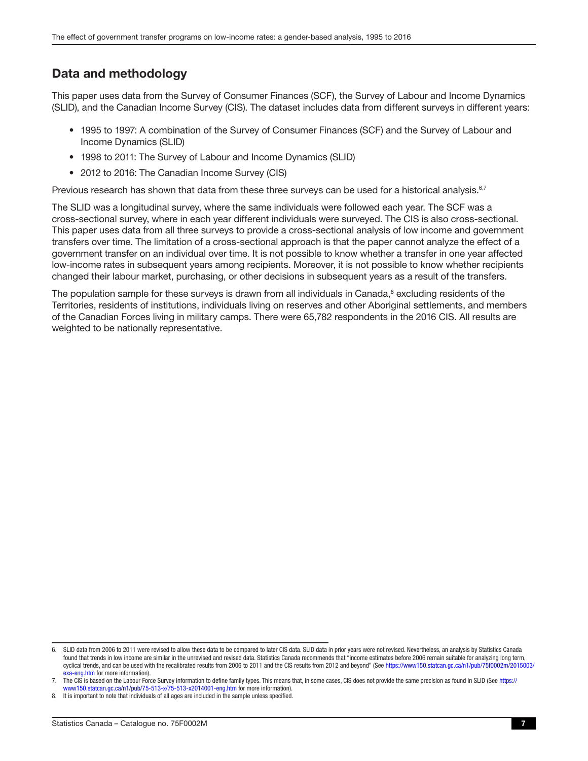## Data and methodology

This paper uses data from the Survey of Consumer Finances (SCF), the Survey of Labour and Income Dynamics (SLID), and the Canadian Income Survey (CIS). The dataset includes data from different surveys in different years:

- 1995 to 1997: A combination of the Survey of Consumer Finances (SCF) and the Survey of Labour and Income Dynamics (SLID)
- 1998 to 2011: The Survey of Labour and Income Dynamics (SLID)
- 2012 to 2016: The Canadian Income Survey (CIS)

Previous research has shown that data from these three surveys can be used for a historical analysis.[6,7]

The SLID was a longitudinal survey, where the same individuals were followed each year. The SCF was a cross-sectional survey, where in each year different individuals were surveyed. The CIS is also cross-sectional. This paper uses data from all three surveys to provide a cross-sectional analysis of low income and government transfers over time. The limitation of a cross-sectional approach is that the paper cannot analyze the effect of a government transfer on an individual over time. It is not possible to know whether a transfer in one year affected low-income rates in subsequent years among recipients. Moreover, it is not possible to know whether recipients changed their labour market, purchasing, or other decisions in subsequent years as a result of the transfers.

The population sample for these surveys is drawn from all individuals in Canada,[8] excluding residents of the Territories, residents of institutions, individuals living on reserves and other Aboriginal settlements, and members of the Canadian Forces living in military camps. There were 65,782 respondents in the 2016 CIS. All results are weighted to be nationally representative.

---

6. SLID data from 2006 to 2011 were revised to allow these data to be compared to later CIS data. SLID data in prior years were not revised. Nevertheless, an analysis by Statistics Canada found that trends in low income are similar in the unrevised and revised data. Statistics Canada recommends that "income estimates before 2006 remain suitable for analyzing long term, cyclical trends, and can be used with the recalibrated results from 2006 to 2011 and the CIS results from 2012 and beyond" (See https://www150.statcan.gc.ca/n1/pub/75f0002m/2015003/exa-eng.htm for more information).
7. The CIS is based on the Labour Force Survey information to define family types. This means that, in some cases, CIS does not provide the same precision as found in SLID (See https://www150.statcan.gc.ca/n1/pub/75-513-x/75-513-x2014001-eng.htm for more information).
8. It is important to note that individuals of all ages are included in the sample unless specified.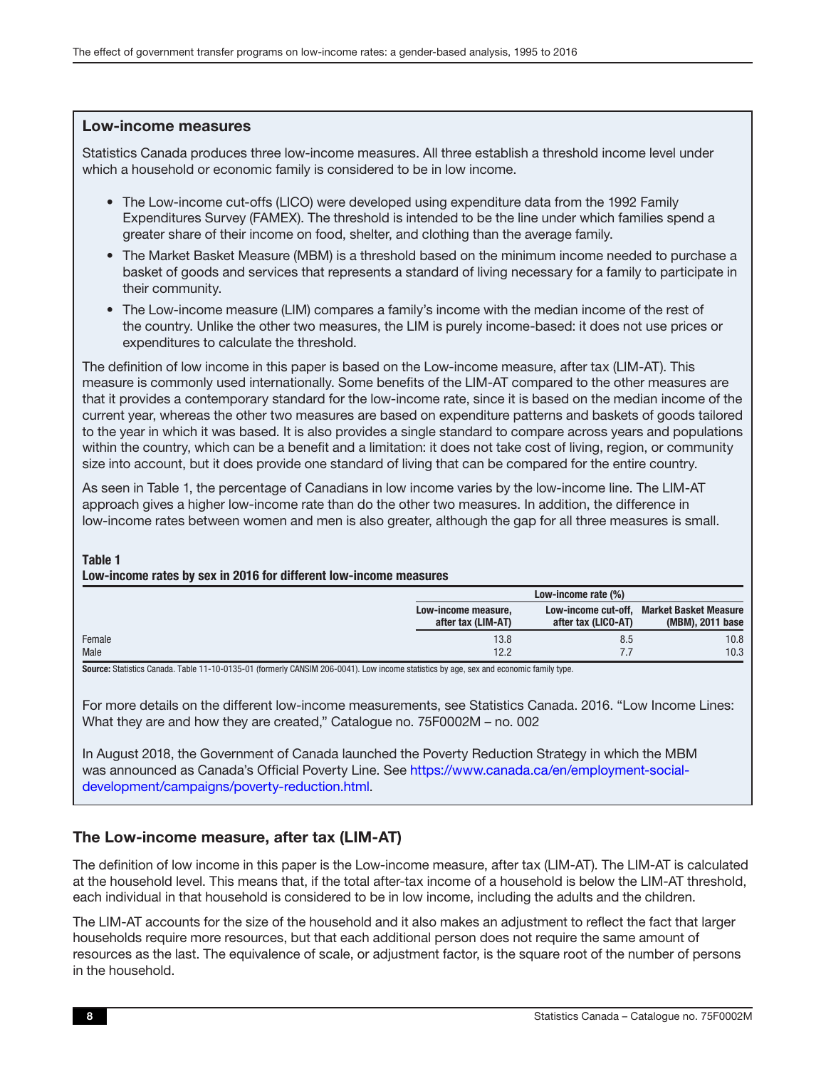## Low-income measures

Statistics Canada produces three low-income measures. All three establish a threshold income level under which a household or economic family is considered to be in low income.

- The Low-income cut-offs (LICO) were developed using expenditure data from the 1992 Family Expenditures Survey (FAMEX). The threshold is intended to be the line under which families spend a greater share of their income on food, shelter, and clothing than the average family.
- The Market Basket Measure (MBM) is a threshold based on the minimum income needed to purchase a basket of goods and services that represents a standard of living necessary for a family to participate in their community.
- The Low-income measure (LIM) compares a family's income with the median income of the rest of the country. Unlike the other two measures, the LIM is purely income-based: it does not use prices or expenditures to calculate the threshold.

The definition of low income in this paper is based on the Low-income measure, after tax (LIM-AT). This measure is commonly used internationally. Some benefits of the LIM-AT compared to the other measures are that it provides a contemporary standard for the low-income rate, since it is based on the median income of the current year, whereas the other two measures are based on expenditure patterns and baskets of goods tailored to the year in which it was based. It is also provides a single standard to compare across years and populations within the country, which can be a benefit and a limitation: it does not take cost of living, region, or community size into account, but it does provide one standard of living that can be compared for the entire country.

As seen in Table 1, the percentage of Canadians in low income varies by the low-income line. The LIM-AT approach gives a higher low-income rate than do the other two measures. In addition, the difference in low-income rates between women and men is also greater, although the gap for all three measures is small.

**Table 1**
**Low-income rates by sex in 2016 for different low-income measures**

| | Low-income rate (%) | | |
|---|---|---|---|
| | Low-income measure, after tax (LIM-AT) | Low-income cut-off, after tax (LICO-AT) | Market Basket Measure (MBM), 2011 base |
| Female | 13.8 | 8.5 | 10.8 |
| Male | 12.2 | 7.7 | 10.3 |

**Source:** Statistics Canada. Table 11-10-0135-01 (formerly CANSIM 206-0041). Low income statistics by age, sex and economic family type.

For more details on the different low-income measurements, see Statistics Canada. 2016. "Low Income Lines: What they are and how they are created," Catalogue no. 75F0002M – no. 002

In August 2018, the Government of Canada launched the Poverty Reduction Strategy in which the MBM was announced as Canada's Official Poverty Line. See https://www.canada.ca/en/employment-social-development/campaigns/poverty-reduction.html.

## The Low-income measure, after tax (LIM-AT)

The definition of low income in this paper is the Low-income measure, after tax (LIM-AT). The LIM-AT is calculated at the household level. This means that, if the total after-tax income of a household is below the LIM-AT threshold, each individual in that household is considered to be in low income, including the adults and the children.

The LIM-AT accounts for the size of the household and it also makes an adjustment to reflect the fact that larger households require more resources, but that each additional person does not require the same amount of resources as the last. The equivalence of scale, or adjustment factor, is the square root of the number of persons in the household.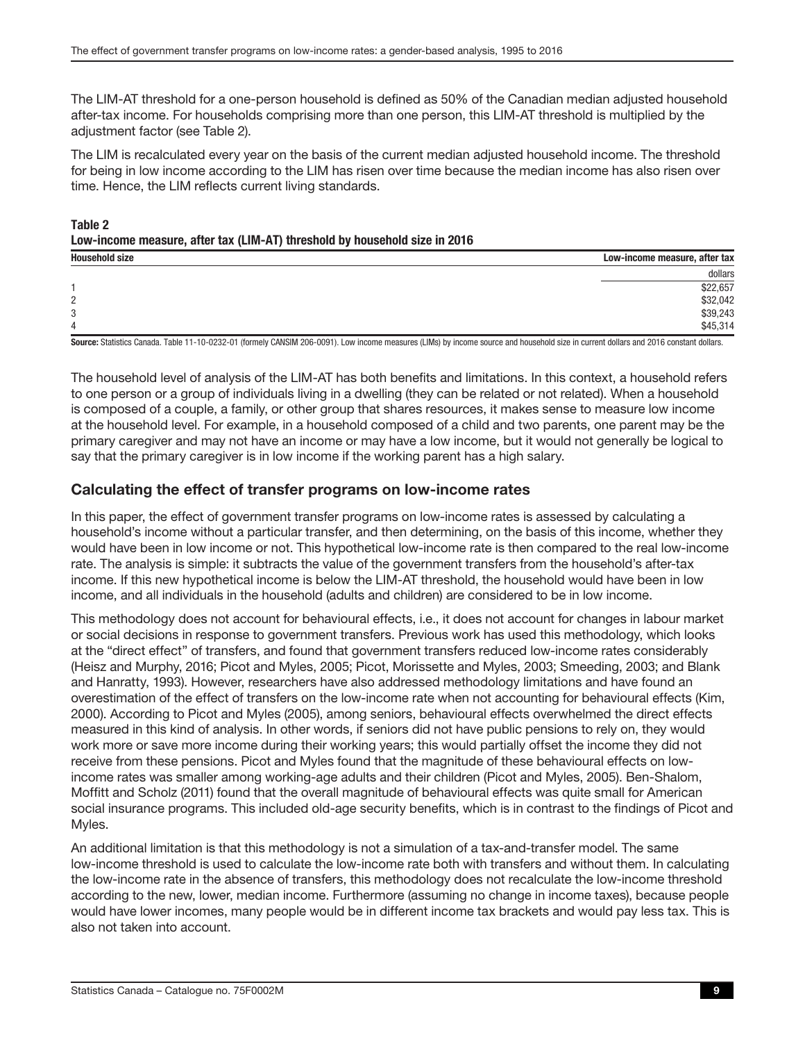The LIM-AT threshold for a one-person household is defined as 50% of the Canadian median adjusted household after-tax income. For households comprising more than one person, this LIM-AT threshold is multiplied by the adjustment factor (see Table 2).

The LIM is recalculated every year on the basis of the current median adjusted household income. The threshold for being in low income according to the LIM has risen over time because the median income has also risen over time. Hence, the LIM reflects current living standards.

**Table 2**
**Low-income measure, after tax (LIM-AT) threshold by household size in 2016**

| Household size | Low-income measure, after tax |
|---|---|
| | dollars |
| 1 | $22,657 |
| 2 | $32,042 |
| 3 | $39,243 |
| 4 | $45,314 |

**Source:** Statistics Canada. Table 11-10-0232-01 (formerly CANSIM 206-0091). Low income measures (LIMs) by income source and household size in current dollars and 2016 constant dollars.

The household level of analysis of the LIM-AT has both benefits and limitations. In this context, a household refers to one person or a group of individuals living in a dwelling (they can be related or not related). When a household is composed of a couple, a family, or other group that shares resources, it makes sense to measure low income at the household level. For example, in a household composed of a child and two parents, one parent may be the primary caregiver and may not have an income or may have a low income, but it would not generally be logical to say that the primary caregiver is in low income if the working parent has a high salary.

## Calculating the effect of transfer programs on low-income rates

In this paper, the effect of government transfer programs on low-income rates is assessed by calculating a household's income without a particular transfer, and then determining, on the basis of this income, whether they would have been in low income or not. This hypothetical low-income rate is then compared to the real low-income rate. The analysis is simple: it subtracts the value of the government transfers from the household's after-tax income. If this new hypothetical income is below the LIM-AT threshold, the household would have been in low income, and all individuals in the household (adults and children) are considered to be in low income.

This methodology does not account for behavioural effects, i.e., it does not account for changes in labour market or social decisions in response to government transfers. Previous work has used this methodology, which looks at the "direct effect" of transfers, and found that government transfers reduced low-income rates considerably (Heisz and Murphy, 2016; Picot and Myles, 2005; Picot, Morissette and Myles, 2003; Smeeding, 2003; and Blank and Hanratty, 1993). However, researchers have also addressed methodology limitations and have found an overestimation of the effect of transfers on the low-income rate when not accounting for behavioural effects (Kim, 2000). According to Picot and Myles (2005), among seniors, behavioural effects overwhelmed the direct effects measured in this kind of analysis. In other words, if seniors did not have public pensions to rely on, they would work more or save more income during their working years; this would partially offset the income they did not receive from these pensions. Picot and Myles found that the magnitude of these behavioural effects on low-income rates was smaller among working-age adults and their children (Picot and Myles, 2005). Ben-Shalom, Moffitt and Scholz (2011) found that the overall magnitude of behavioural effects was quite small for American social insurance programs. This included old-age security benefits, which is in contrast to the findings of Picot and Myles.

An additional limitation is that this methodology is not a simulation of a tax-and-transfer model. The same low-income threshold is used to calculate the low-income rate both with transfers and without them. In calculating the low-income rate in the absence of transfers, this methodology does not recalculate the low-income threshold according to the new, lower, median income. Furthermore (assuming no change in income taxes), because people would have lower incomes, many people would be in different income tax brackets and would pay less tax. This is also not taken into account.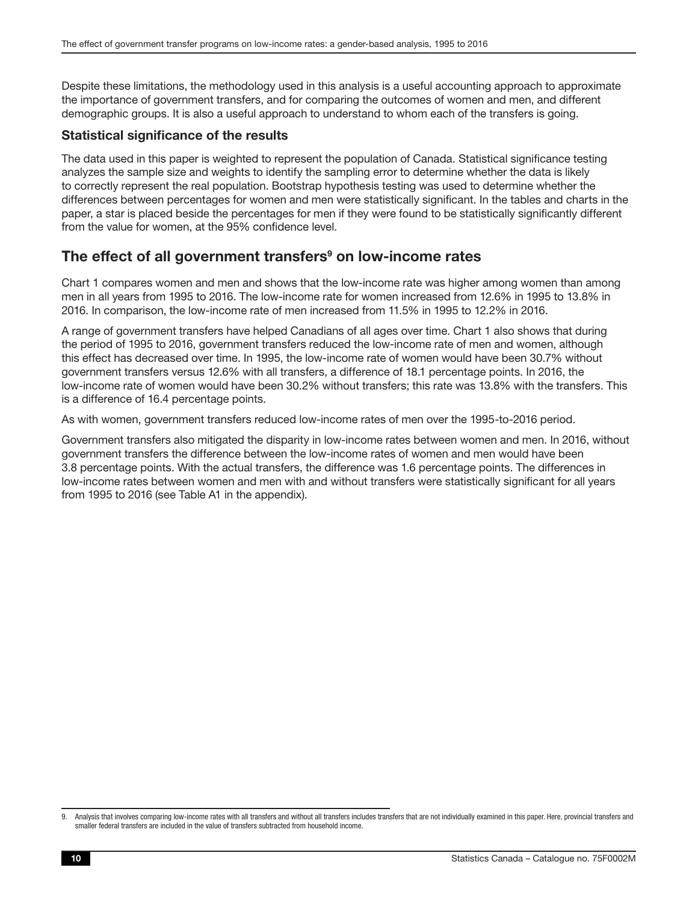Despite these limitations, the methodology used in this analysis is a useful accounting approach to approximate the importance of government transfers, and for comparing the outcomes of women and men, and different demographic groups. It is also a useful approach to understand to whom each of the transfers is going.

### Statistical significance of the results

The data used in this paper is weighted to represent the population of Canada. Statistical significance testing analyzes the sample size and weights to identify the sampling error to determine whether the data is likely to correctly represent the real population. Bootstrap hypothesis testing was used to determine whether the differences between percentages for women and men were statistically significant. In the tables and charts in the paper, a star is placed beside the percentages for men if they were found to be statistically significantly different from the value for women, at the 95% confidence level.

## The effect of all government transfers[9] on low-income rates

Chart 1 compares women and men and shows that the low-income rate was higher among women than among men in all years from 1995 to 2016. The low-income rate for women increased from 12.6% in 1995 to 13.8% in 2016. In comparison, the low-income rate of men increased from 11.5% in 1995 to 12.2% in 2016.

A range of government transfers have helped Canadians of all ages over time. Chart 1 also shows that during the period of 1995 to 2016, government transfers reduced the low-income rate of men and women, although this effect has decreased over time. In 1995, the low-income rate of women would have been 30.7% without government transfers versus 12.6% with all transfers, a difference of 18.1 percentage points. In 2016, the low-income rate of women would have been 30.2% without transfers; this rate was 13.8% with the transfers. This is a difference of 16.4 percentage points.

As with women, government transfers reduced low-income rates of men over the 1995-to-2016 period.

Government transfers also mitigated the disparity in low-income rates between women and men. In 2016, without government transfers the difference between the low-income rates of women and men would have been 3.8 percentage points. With the actual transfers, the difference was 1.6 percentage points. The differences in low-income rates between women and men with and without transfers were statistically significant for all years from 1995 to 2016 (see Table A1 in the appendix).

---

9. Analysis that involves comparing low-income rates with all transfers and without all transfers includes transfers that are not individually examined in this paper. Here, provincial transfers and smaller federal transfers are included in the value of transfers subtracted from household income.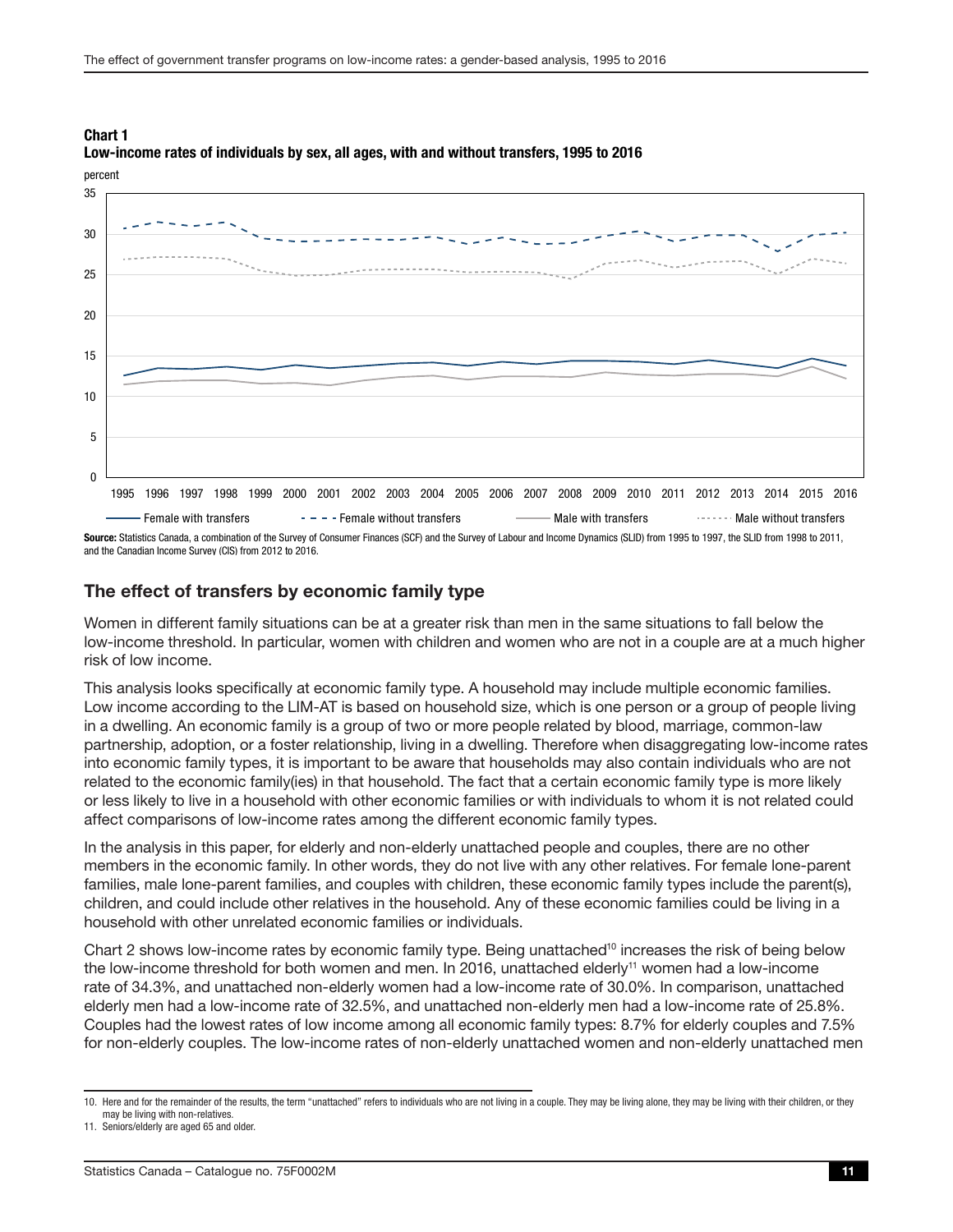**Chart 1**
**Low-income rates of individuals by sex, all ages, with and without transfers, 1995 to 2016**

**Source:** Statistics Canada, a combination of the Survey of Consumer Finances (SCF) and the Survey of Labour and Income Dynamics (SLID) from 1995 to 1997, the SLID from 1998 to 2011, and the Canadian Income Survey (CIS) from 2012 to 2016.

## The effect of transfers by economic family type

Women in different family situations can be at a greater risk than men in the same situations to fall below the low-income threshold. In particular, women with children and women who are not in a couple are at a much higher risk of low income.

This analysis looks specifically at economic family type. A household may include multiple economic families. Low income according to the LIM-AT is based on household size, which is one person or a group of people living in a dwelling. An economic family is a group of two or more people related by blood, marriage, common-law partnership, adoption, or a foster relationship, living in a dwelling. Therefore when disaggregating low-income rates into economic family types, it is important to be aware that households may also contain individuals who are not related to the economic family(ies) in that household. The fact that a certain economic family type is more likely or less likely to live in a household with other economic families or with individuals to whom it is not related could affect comparisons of low-income rates among the different economic family types.

In the analysis in this paper, for elderly and non-elderly unattached people and couples, there are no other members in the economic family. In other words, they do not live with any other relatives. For female lone-parent families, male lone-parent families, and couples with children, these economic family types include the parent(s), children, and could include other relatives in the household. Any of these economic families could be living in a household with other unrelated economic families or individuals.

Chart 2 shows low-income rates by economic family type. Being unattached[10] increases the risk of being below the low-income threshold for both women and men. In 2016, unattached elderly[11] women had a low-income rate of 34.3%, and unattached non-elderly women had a low-income rate of 30.0%. In comparison, unattached elderly men had a low-income rate of 32.5%, and unattached non-elderly men had a low-income rate of 25.8%. Couples had the lowest rates of low income among all economic family types: 8.7% for elderly couples and 7.5% for non-elderly couples. The low-income rates of non-elderly unattached women and non-elderly unattached men

10. Here and for the remainder of the results, the term "unattached" refers to individuals who are not living in a couple. They may be living alone, they may be living with their children, or they may be living with non-relatives.

11. Seniors/elderly are aged 65 and older.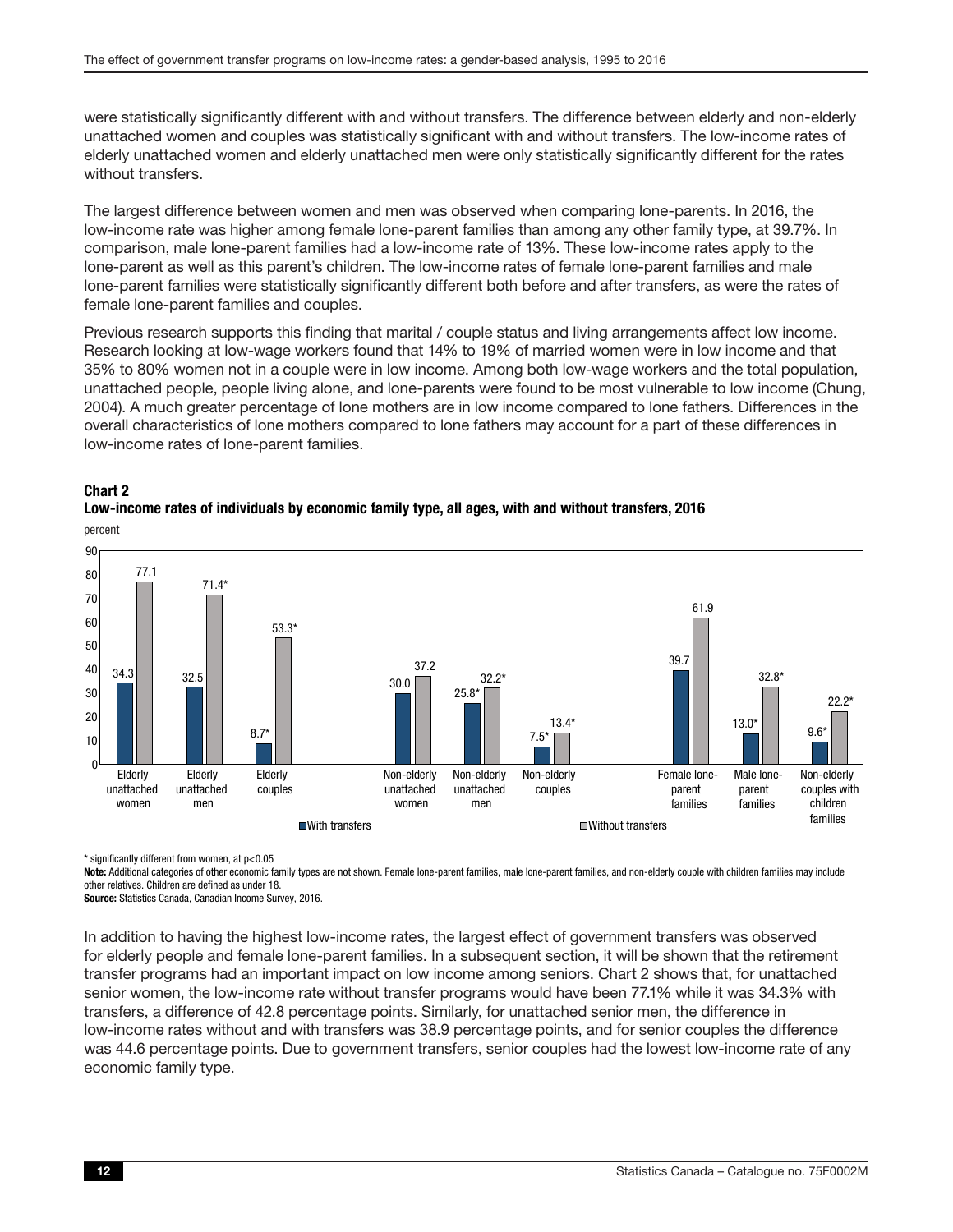were statistically significantly different with and without transfers. The difference between elderly and non-elderly unattached women and couples was statistically significant with and without transfers. The low-income rates of elderly unattached women and elderly unattached men were only statistically significantly different for the rates without transfers.

The largest difference between women and men was observed when comparing lone-parents. In 2016, the low-income rate was higher among female lone-parent families than among any other family type, at 39.7%. In comparison, male lone-parent families had a low-income rate of 13%. These low-income rates apply to the lone-parent as well as this parent's children. The low-income rates of female lone-parent families and male lone-parent families were statistically significantly different both before and after transfers, as were the rates of female lone-parent families and couples.

Previous research supports this finding that marital / couple status and living arrangements affect low income. Research looking at low-wage workers found that 14% to 19% of married women were in low income and that 35% to 80% women not in a couple were in low income. Among both low-wage workers and the total population, unattached people, people living alone, and lone-parents were found to be most vulnerable to low income (Chung, 2004). A much greater percentage of lone mothers are in low income compared to lone fathers. Differences in the overall characteristics of lone mothers compared to lone fathers may account for a part of these differences in low-income rates of lone-parent families.

**Chart 2**
**Low-income rates of individuals by economic family type, all ages, with and without transfers, 2016**

percent

| Economic family type | With transfers | Without transfers |
|---|---|---|
| Elderly unattached women | 34.3 | 77.1 |
| Elderly unattached men | 32.5 | 71.4* |
| Elderly couples | 8.7* | 53.3* |
| Non-elderly unattached women | 30.0 | 37.2 |
| Non-elderly unattached men | 25.8* | 32.2* |
| Non-elderly couples | 7.5* | 13.4* |
| Female lone-parent families | 39.7 | 61.9 |
| Male lone-parent families | 13.0* | 32.8* |
| Non-elderly couples with children families | 9.6* | 22.2* |

\* significantly different from women, at $p<0.05$

**Note:** Additional categories of other economic family types are not shown. Female lone-parent families, male lone-parent families, and non-elderly couple with children families may include other relatives. Children are defined as under 18.

**Source:** Statistics Canada, Canadian Income Survey, 2016.

In addition to having the highest low-income rates, the largest effect of government transfers was observed for elderly people and female lone-parent families. In a subsequent section, it will be shown that the retirement transfer programs had an important impact on low income among seniors. Chart 2 shows that, for unattached senior women, the low-income rate without transfer programs would have been 77.1% while it was 34.3% with transfers, a difference of 42.8 percentage points. Similarly, for unattached senior men, the difference in low-income rates without and with transfers was 38.9 percentage points, and for senior couples the difference was 44.6 percentage points. Due to government transfers, senior couples had the lowest low-income rate of any economic family type.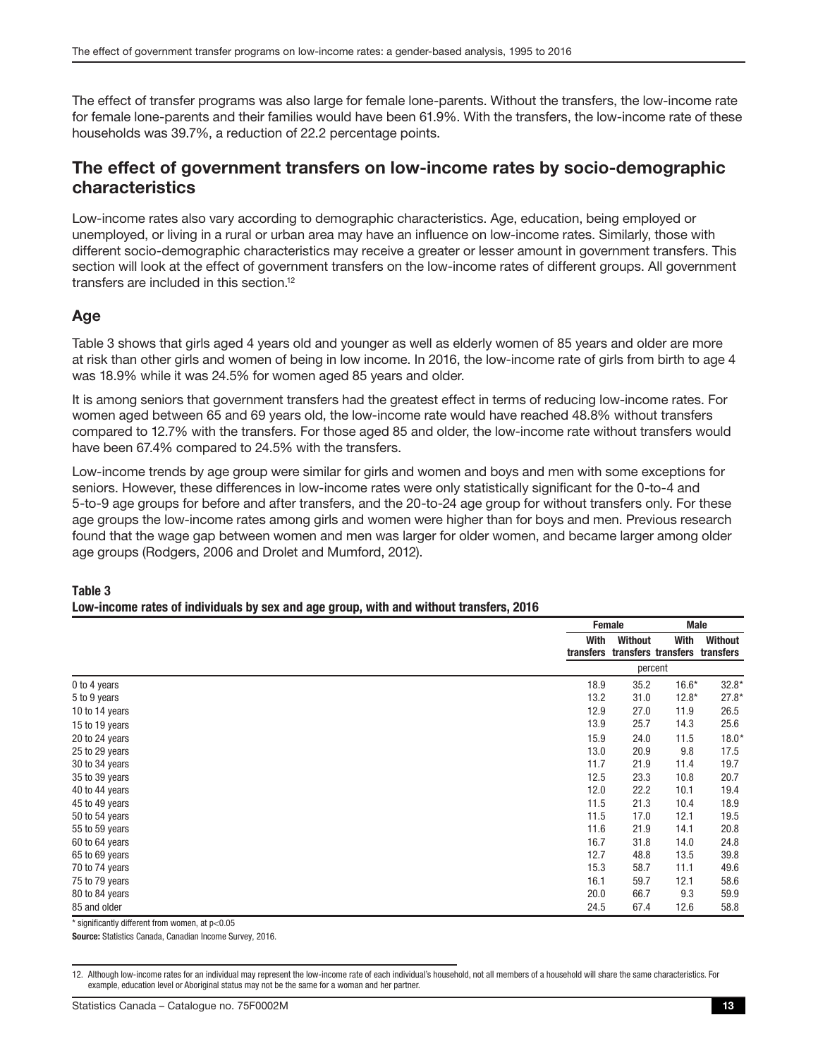The effect of transfer programs was also large for female lone-parents. Without the transfers, the low-income rate for female lone-parents and their families would have been 61.9%. With the transfers, the low-income rate of these households was 39.7%, a reduction of 22.2 percentage points.

## The effect of government transfers on low-income rates by socio-demographic characteristics

Low-income rates also vary according to demographic characteristics. Age, education, being employed or unemployed, or living in a rural or urban area may have an influence on low-income rates. Similarly, those with different socio-demographic characteristics may receive a greater or lesser amount in government transfers. This section will look at the effect of government transfers on the low-income rates of different groups. All government transfers are included in this section.[12]

### Age

Table 3 shows that girls aged 4 years old and younger as well as elderly women of 85 years and older are more at risk than other girls and women of being in low income. In 2016, the low-income rate of girls from birth to age 4 was 18.9% while it was 24.5% for women aged 85 years and older.

It is among seniors that government transfers had the greatest effect in terms of reducing low-income rates. For women aged between 65 and 69 years old, the low-income rate would have reached 48.8% without transfers compared to 12.7% with the transfers. For those aged 85 and older, the low-income rate without transfers would have been 67.4% compared to 24.5% with the transfers.

Low-income trends by age group were similar for girls and women and boys and men with some exceptions for seniors. However, these differences in low-income rates were only statistically significant for the 0-to-4 and 5-to-9 age groups for before and after transfers, and the 20-to-24 age group for without transfers only. For these age groups the low-income rates among girls and women were higher than for boys and men. Previous research found that the wage gap between women and men was larger for older women, and became larger among older age groups (Rodgers, 2006 and Drolet and Mumford, 2012).

**Table 3**
**Low-income rates of individuals by sex and age group, with and without transfers, 2016**

| | Female | | Male | |
|---|---|---|---|---|
| | With transfers | Without transfers | With transfers | Without transfers |
| | percent | | | |
| 0 to 4 years | 18.9 | 35.2 | 16.6* | 32.8* |
| 5 to 9 years | 13.2 | 31.0 | 12.8* | 27.8* |
| 10 to 14 years | 12.9 | 27.0 | 11.9 | 26.5 |
| 15 to 19 years | 13.9 | 25.7 | 14.3 | 25.6 |
| 20 to 24 years | 15.9 | 24.0 | 11.5 | 18.0* |
| 25 to 29 years | 13.0 | 20.9 | 9.8 | 17.5 |
| 30 to 34 years | 11.7 | 21.9 | 11.4 | 19.7 |
| 35 to 39 years | 12.5 | 23.3 | 10.8 | 20.7 |
| 40 to 44 years | 12.0 | 22.2 | 10.1 | 19.4 |
| 45 to 49 years | 11.5 | 21.3 | 10.4 | 18.9 |
| 50 to 54 years | 11.5 | 17.0 | 12.1 | 19.5 |
| 55 to 59 years | 11.6 | 21.9 | 14.1 | 20.8 |
| 60 to 64 years | 16.7 | 31.8 | 14.0 | 24.8 |
| 65 to 69 years | 12.7 | 48.8 | 13.5 | 39.8 |
| 70 to 74 years | 15.3 | 58.7 | 11.1 | 49.6 |
| 75 to 79 years | 16.1 | 59.7 | 12.1 | 58.6 |
| 80 to 84 years | 20.0 | 66.7 | 9.3 | 59.9 |
| 85 and older | 24.5 | 67.4 | 12.6 | 58.8 |

\* significantly different from women, at $p<0.05$

**Source:** Statistics Canada, Canadian Income Survey, 2016.

12. Although low-income rates for an individual may represent the low-income rate of each individual's household, not all members of a household will share the same characteristics. For example, education level or Aboriginal status may not be the same for a woman and her partner.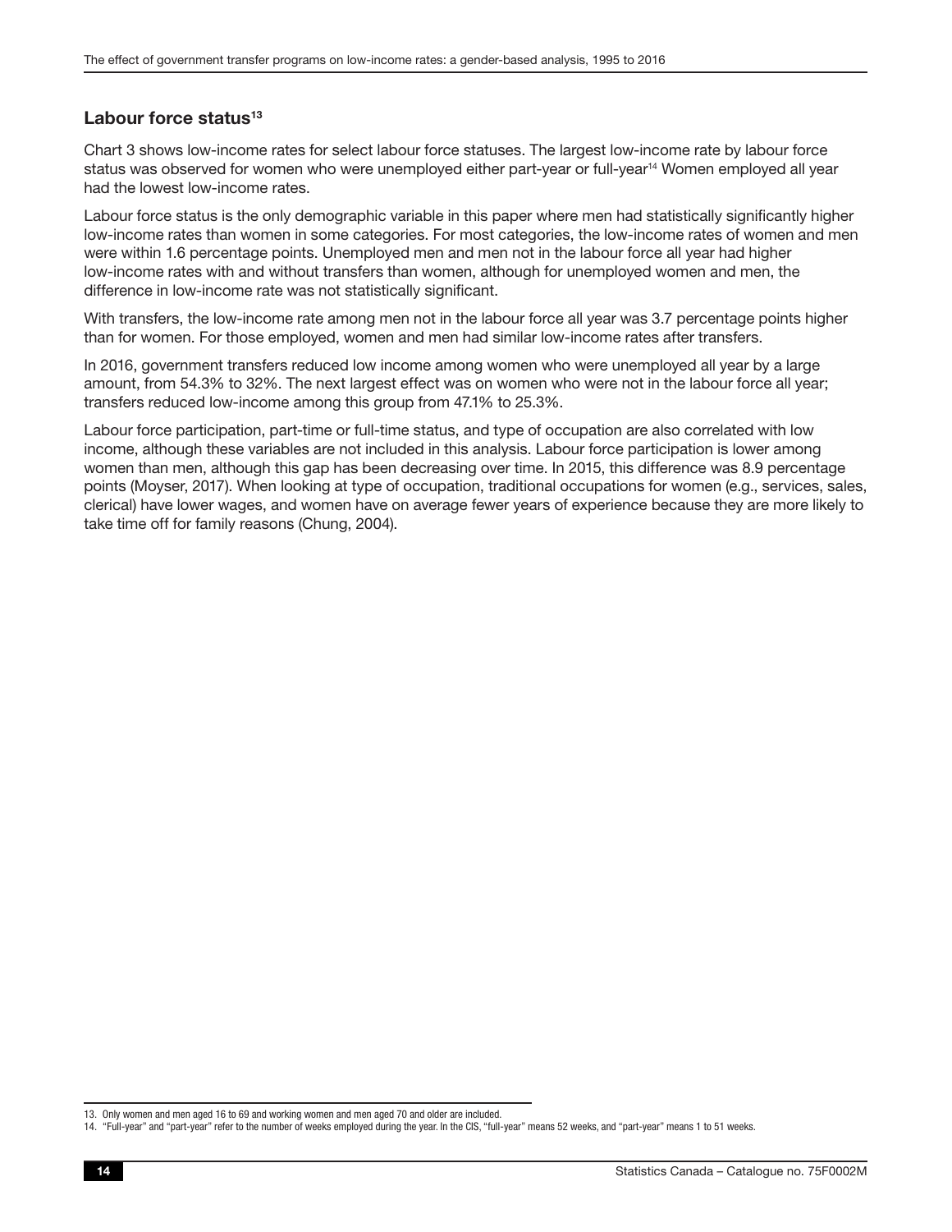### Labour force status[13]

Chart 3 shows low-income rates for select labour force statuses. The largest low-income rate by labour force status was observed for women who were unemployed either part-year or full-year[14] Women employed all year had the lowest low-income rates.

Labour force status is the only demographic variable in this paper where men had statistically significantly higher low-income rates than women in some categories. For most categories, the low-income rates of women and men were within 1.6 percentage points. Unemployed men and men not in the labour force all year had higher low-income rates with and without transfers than women, although for unemployed women and men, the difference in low-income rate was not statistically significant.

With transfers, the low-income rate among men not in the labour force all year was 3.7 percentage points higher than for women. For those employed, women and men had similar low-income rates after transfers.

In 2016, government transfers reduced low income among women who were unemployed all year by a large amount, from 54.3% to 32%. The next largest effect was on women who were not in the labour force all year; transfers reduced low-income among this group from 47.1% to 25.3%.

Labour force participation, part-time or full-time status, and type of occupation are also correlated with low income, although these variables are not included in this analysis. Labour force participation is lower among women than men, although this gap has been decreasing over time. In 2015, this difference was 8.9 percentage points (Moyser, 2017). When looking at type of occupation, traditional occupations for women (e.g., services, sales, clerical) have lower wages, and women have on average fewer years of experience because they are more likely to take time off for family reasons (Chung, 2004).

13. Only women and men aged 16 to 69 and working women and men aged 70 and older are included.

14. "Full-year" and "part-year" refer to the number of weeks employed during the year. In the CIS, "full-year" means 52 weeks, and "part-year" means 1 to 51 weeks.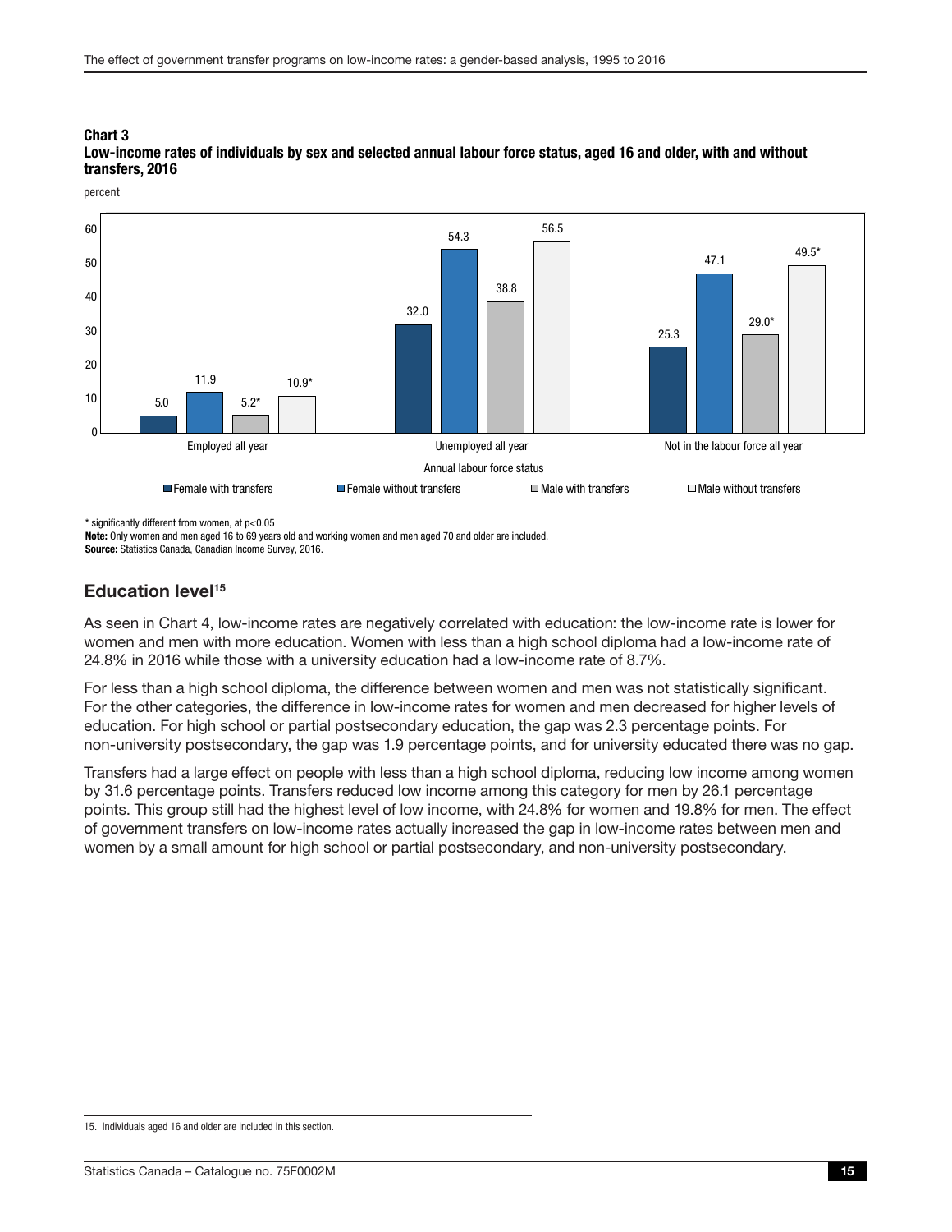**Chart 3**
**Low-income rates of individuals by sex and selected annual labour force status, aged 16 and older, with and without transfers, 2016**

percent

| Annual labour force status | Female with transfers | Female without transfers | Male with transfers | Male without transfers |
|---|---|---|---|---|
| Employed all year | 5.0 | 11.9 | 5.2* | 10.9* |
| Unemployed all year | 32.0 | 54.3 | 38.8 | 56.5 |
| Not in the labour force all year | 25.3 | 47.1 | 29.0* | 49.5* |

\* significantly different from women, at $p<0.05$

**Note:** Only women and men aged 16 to 69 years old and working women and men aged 70 and older are included.

**Source:** Statistics Canada, Canadian Income Survey, 2016.

## Education level[15]

As seen in Chart 4, low-income rates are negatively correlated with education: the low-income rate is lower for women and men with more education. Women with less than a high school diploma had a low-income rate of 24.8% in 2016 while those with a university education had a low-income rate of 8.7%.

For less than a high school diploma, the difference between women and men was not statistically significant. For the other categories, the difference in low-income rates for women and men decreased for higher levels of education. For high school or partial postsecondary education, the gap was 2.3 percentage points. For non-university postsecondary, the gap was 1.9 percentage points, and for university educated there was no gap.

Transfers had a large effect on people with less than a high school diploma, reducing low income among women by 31.6 percentage points. Transfers reduced low income among this category for men by 26.1 percentage points. This group still had the highest level of low income, with 24.8% for women and 19.8% for men. The effect of government transfers on low-income rates actually increased the gap in low-income rates between men and women by a small amount for high school or partial postsecondary, and non-university postsecondary.

15. Individuals aged 16 and older are included in this section.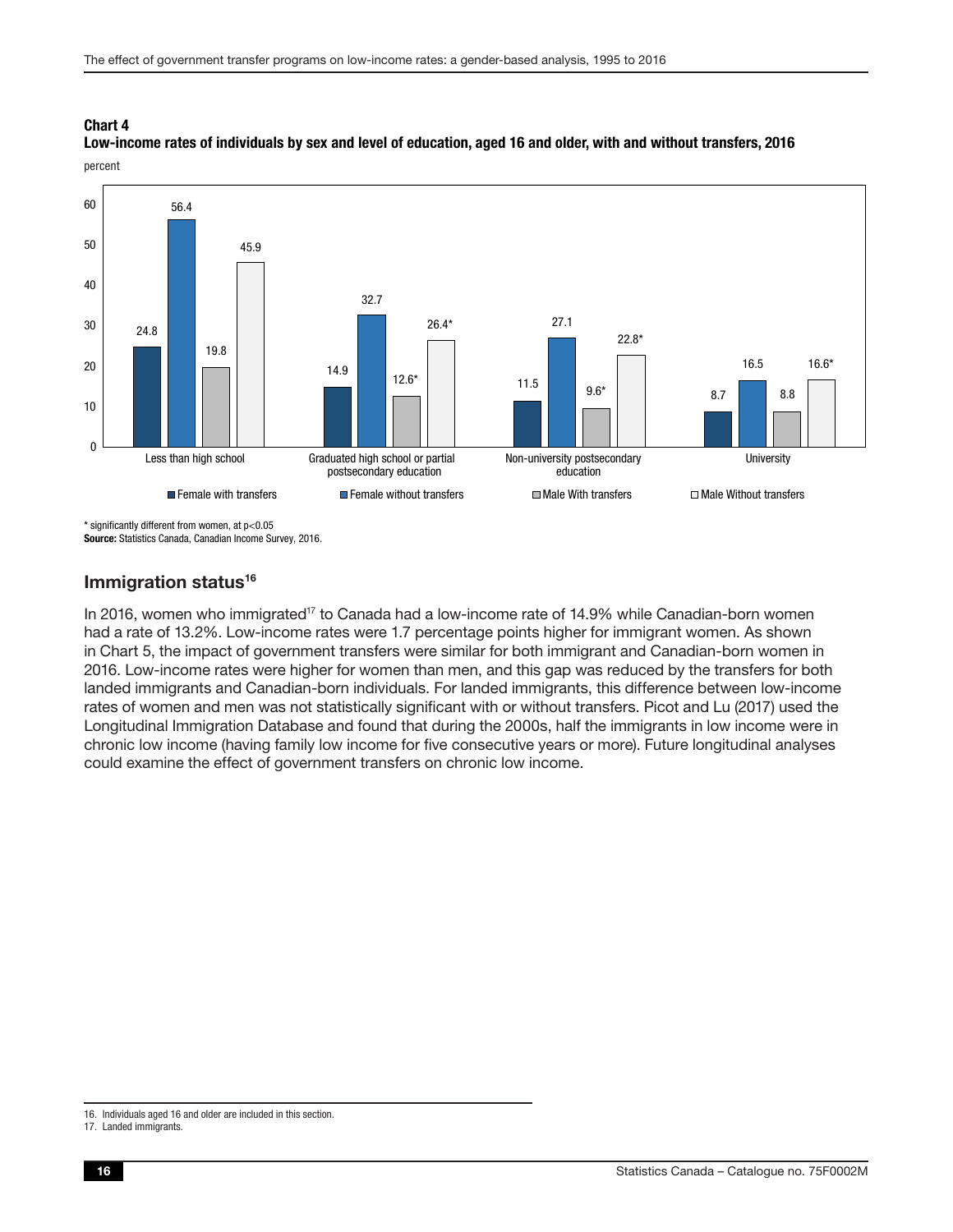**Chart 4**
**Low-income rates of individuals by sex and level of education, aged 16 and older, with and without transfers, 2016**

percent

| | Female with transfers | Female without transfers | Male With transfers | Male Without transfers |
|---|---|---|---|---|
| Less than high school | 24.8 | 56.4 | 19.8 | 45.9 |
| Graduated high school or partial postsecondary education | 14.9 | 32.7 | 12.6* | 26.4* |
| Non-university postsecondary education | 11.5 | 27.1 | 9.6* | 22.8* |
| University | 8.7 | 16.5 | 8.8 | 16.6* |

\* significantly different from women, at $p<0.05$

**Source:** Statistics Canada, Canadian Income Survey, 2016.

## Immigration status[16]

In 2016, women who immigrated[17] to Canada had a low-income rate of 14.9% while Canadian-born women had a rate of 13.2%. Low-income rates were 1.7 percentage points higher for immigrant women. As shown in Chart 5, the impact of government transfers were similar for both immigrant and Canadian-born women in 2016. Low-income rates were higher for women than men, and this gap was reduced by the transfers for both landed immigrants and Canadian-born individuals. For landed immigrants, this difference between low-income rates of women and men was not statistically significant with or without transfers. Picot and Lu (2017) used the Longitudinal Immigration Database and found that during the 2000s, half the immigrants in low income were in chronic low income (having family low income for five consecutive years or more). Future longitudinal analyses could examine the effect of government transfers on chronic low income.

16. Individuals aged 16 and older are included in this section.

17. Landed immigrants.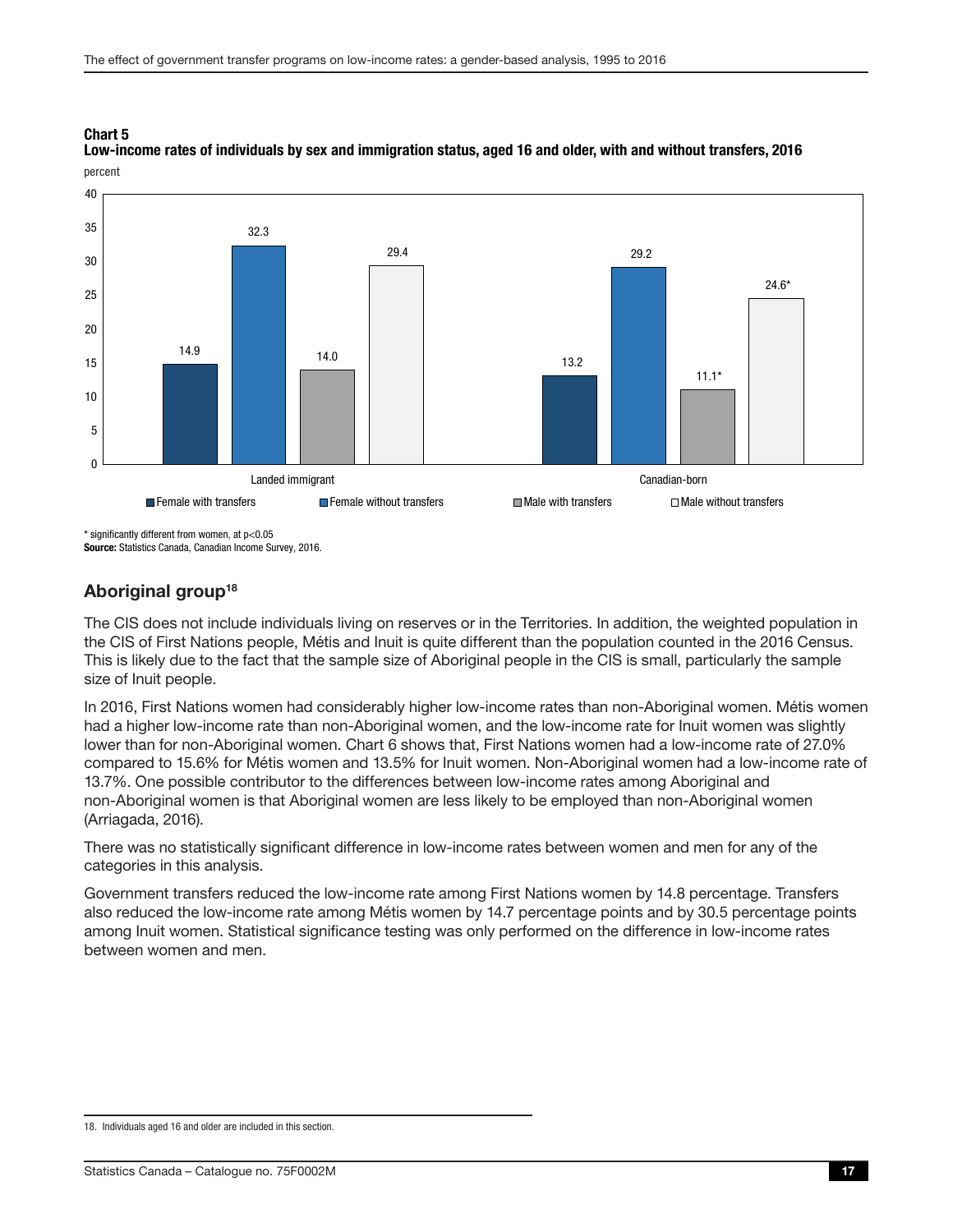**Chart 5**
**Low-income rates of individuals by sex and immigration status, aged 16 and older, with and without transfers, 2016**

percent

| | Female with transfers | Female without transfers | Male with transfers | Male without transfers |
|---|---|---|---|---|
| Landed immigrant | 14.9 | 32.3 | 14.0 | 29.4 |
| Canadian-born | 13.2 | 29.2 | 11.1* | 24.6* |

\* significantly different from women, at p<0.05
**Source:** Statistics Canada, Canadian Income Survey, 2016.

## Aboriginal group[18]

The CIS does not include individuals living on reserves or in the Territories. In addition, the weighted population in the CIS of First Nations people, Métis and Inuit is quite different than the population counted in the 2016 Census. This is likely due to the fact that the sample size of Aboriginal people in the CIS is small, particularly the sample size of Inuit people.

In 2016, First Nations women had considerably higher low-income rates than non-Aboriginal women. Métis women had a higher low-income rate than non-Aboriginal women, and the low-income rate for Inuit women was slightly lower than for non-Aboriginal women. Chart 6 shows that, First Nations women had a low-income rate of 27.0% compared to 15.6% for Métis women and 13.5% for Inuit women. Non-Aboriginal women had a low-income rate of 13.7%. One possible contributor to the differences between low-income rates among Aboriginal and non-Aboriginal women is that Aboriginal women are less likely to be employed than non-Aboriginal women (Arriagada, 2016).

There was no statistically significant difference in low-income rates between women and men for any of the categories in this analysis.

Government transfers reduced the low-income rate among First Nations women by 14.8 percentage. Transfers also reduced the low-income rate among Métis women by 14.7 percentage points and by 30.5 percentage points among Inuit women. Statistical significance testing was only performed on the difference in low-income rates between women and men.

18. Individuals aged 16 and older are included in this section.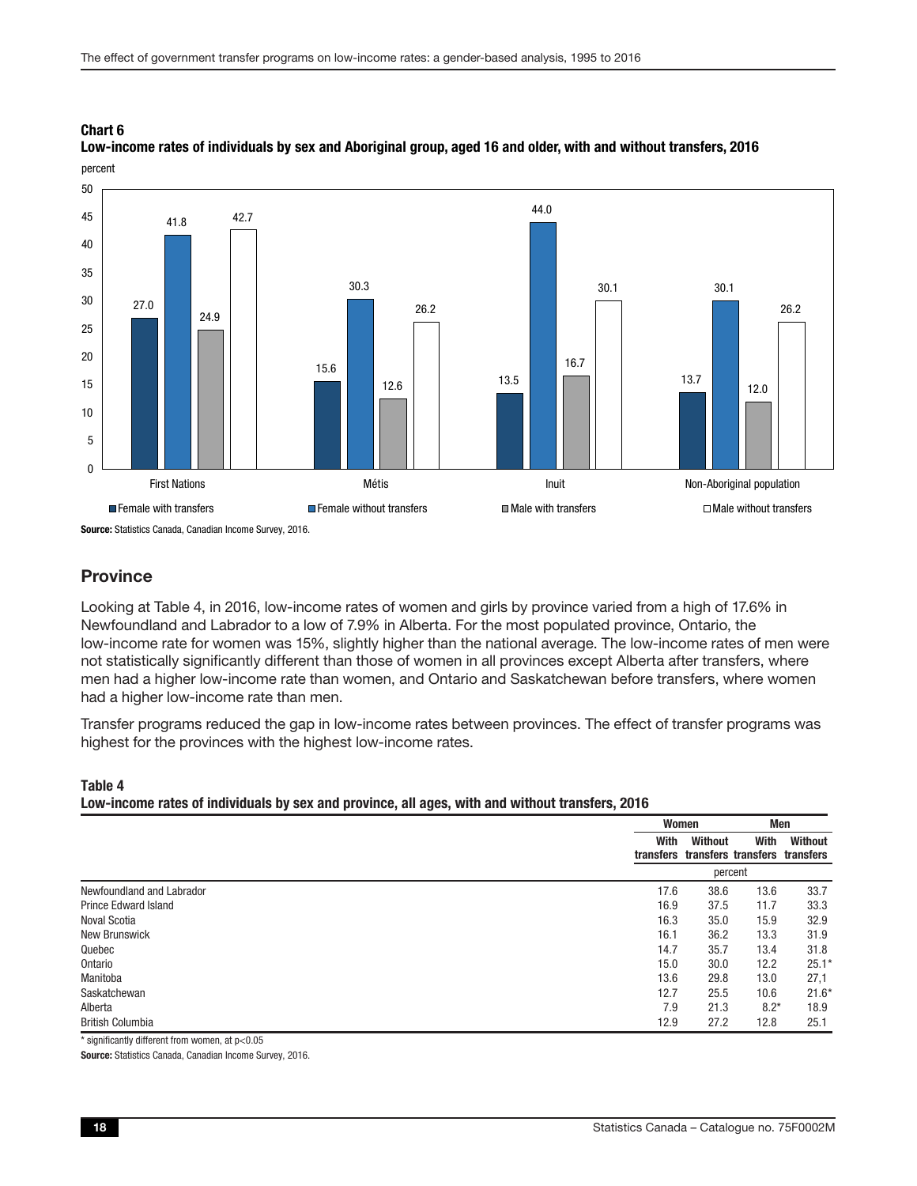**Chart 6**
**Low-income rates of individuals by sex and Aboriginal group, aged 16 and older, with and without transfers, 2016**

percent

| | Female with transfers | Female without transfers | Male with transfers | Male without transfers |
|---|---|---|---|---|
| First Nations | 27.0 | 41.8 | 24.9 | 42.7 |
| Métis | 15.6 | 30.3 | 12.6 | 26.2 |
| Inuit | 13.5 | 44.0 | 16.7 | 30.1 |
| Non-Aboriginal population | 13.7 | 30.1 | 12.0 | 26.2 |

**Source:** Statistics Canada, Canadian Income Survey, 2016.

## Province

Looking at Table 4, in 2016, low-income rates of women and girls by province varied from a high of 17.6% in Newfoundland and Labrador to a low of 7.9% in Alberta. For the most populated province, Ontario, the low-income rate for women was 15%, slightly higher than the national average. The low-income rates of men were not statistically significantly different than those of women in all provinces except Alberta after transfers, where men had a higher low-income rate than women, and Ontario and Saskatchewan before transfers, where women had a higher low-income rate than men.

Transfer programs reduced the gap in low-income rates between provinces. The effect of transfer programs was highest for the provinces with the highest low-income rates.

**Table 4**
**Low-income rates of individuals by sex and province, all ages, with and without transfers, 2016**

| | Women | | Men | |
|---|---|---|---|---|
| | With transfers | Without transfers | With transfers | Without transfers |
| | percent | | | |
| Newfoundland and Labrador | 17.6 | 38.6 | 13.6 | 33.7 |
| Prince Edward Island | 16.9 | 37.5 | 11.7 | 33.3 |
| Noval Scotia | 16.3 | 35.0 | 15.9 | 32.9 |
| New Brunswick | 16.1 | 36.2 | 13.3 | 31.9 |
| Quebec | 14.7 | 35.7 | 13.4 | 31.8 |
| Ontario | 15.0 | 30.0 | 12.2 | 25.1* |
| Manitoba | 13.6 | 29.8 | 13.0 | 27,1 |
| Saskatchewan | 12.7 | 25.5 | 10.6 | 21.6* |
| Alberta | 7.9 | 21.3 | 8.2* | 18.9 |
| British Columbia | 12.9 | 27.2 | 12.8 | 25.1 |

\* significantly different from women, at $p<0.05$

**Source:** Statistics Canada, Canadian Income Survey, 2016.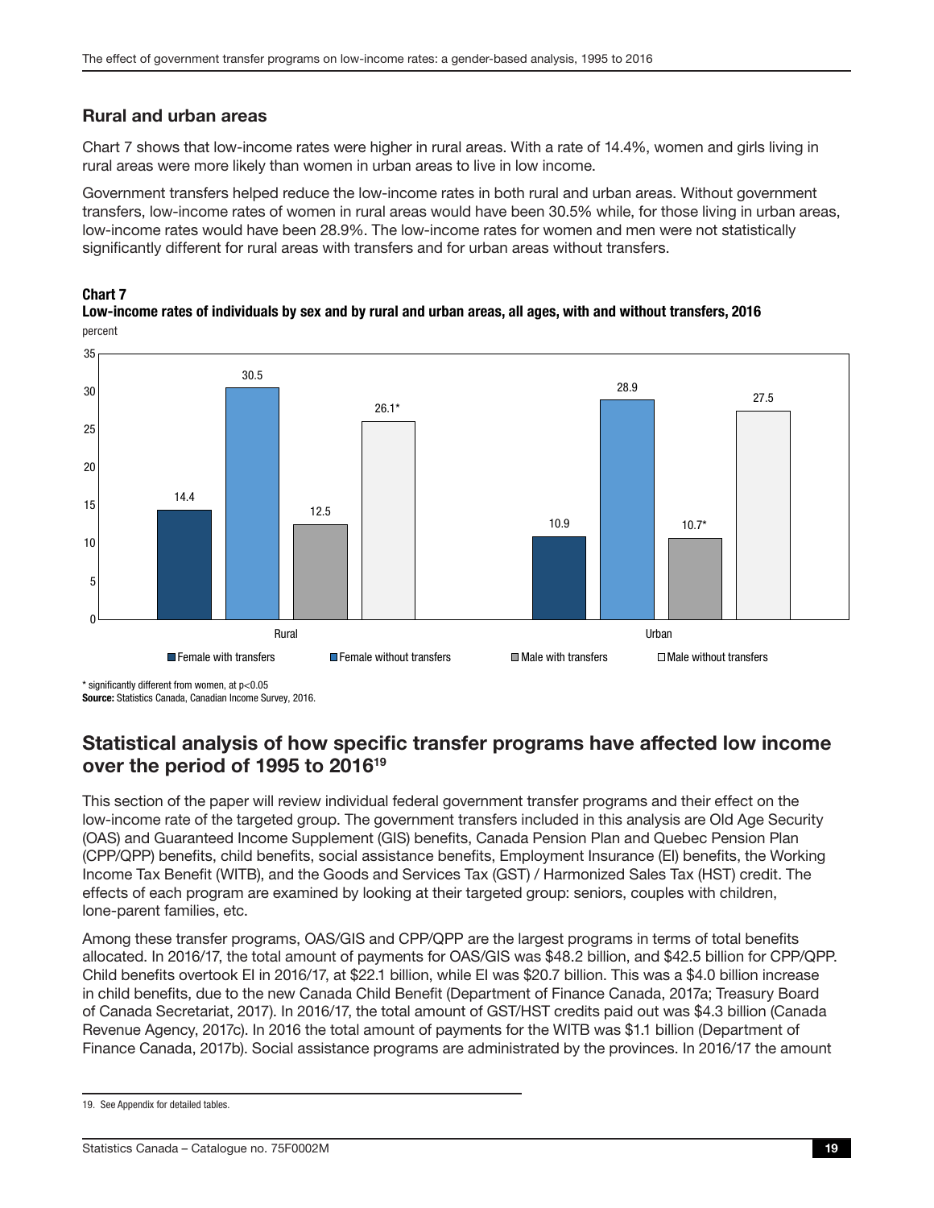### Rural and urban areas

Chart 7 shows that low-income rates were higher in rural areas. With a rate of 14.4%, women and girls living in rural areas were more likely than women in urban areas to live in low income.

Government transfers helped reduce the low-income rates in both rural and urban areas. Without government transfers, low-income rates of women in rural areas would have been 30.5% while, for those living in urban areas, low-income rates would have been 28.9%. The low-income rates for women and men were not statistically significantly different for rural areas with transfers and for urban areas without transfers.

**Chart 7**
**Low-income rates of individuals by sex and by rural and urban areas, all ages, with and without transfers, 2016**

percent

| | Female with transfers | Female without transfers | Male with transfers | Male without transfers |
|---|---|---|---|---|
| Rural | 14.4 | 30.5 | 12.5 | 26.1* |
| Urban | 10.9 | 28.9 | 10.7* | 27.5 |

\* significantly different from women, at $p<0.05$

**Source:** Statistics Canada, Canadian Income Survey, 2016.

## Statistical analysis of how specific transfer programs have affected low income over the period of 1995 to 2016[19]

This section of the paper will review individual federal government transfer programs and their effect on the low-income rate of the targeted group. The government transfers included in this analysis are Old Age Security (OAS) and Guaranteed Income Supplement (GIS) benefits, Canada Pension Plan and Quebec Pension Plan (CPP/QPP) benefits, child benefits, social assistance benefits, Employment Insurance (EI) benefits, the Working Income Tax Benefit (WITB), and the Goods and Services Tax (GST) / Harmonized Sales Tax (HST) credit. The effects of each program are examined by looking at their targeted group: seniors, couples with children, lone-parent families, etc.

Among these transfer programs, OAS/GIS and CPP/QPP are the largest programs in terms of total benefits allocated. In 2016/17, the total amount of payments for OAS/GIS was $48.2 billion, and $42.5 billion for CPP/QPP. Child benefits overtook EI in 2016/17, at $22.1 billion, while EI was $20.7 billion. This was a $4.0 billion increase in child benefits, due to the new Canada Child Benefit (Department of Finance Canada, 2017a; Treasury Board of Canada Secretariat, 2017). In 2016/17, the total amount of GST/HST credits paid out was $4.3 billion (Canada Revenue Agency, 2017c). In 2016 the total amount of payments for the WITB was $1.1 billion (Department of Finance Canada, 2017b). Social assistance programs are administrated by the provinces. In 2016/17 the amount

19. See Appendix for detailed tables.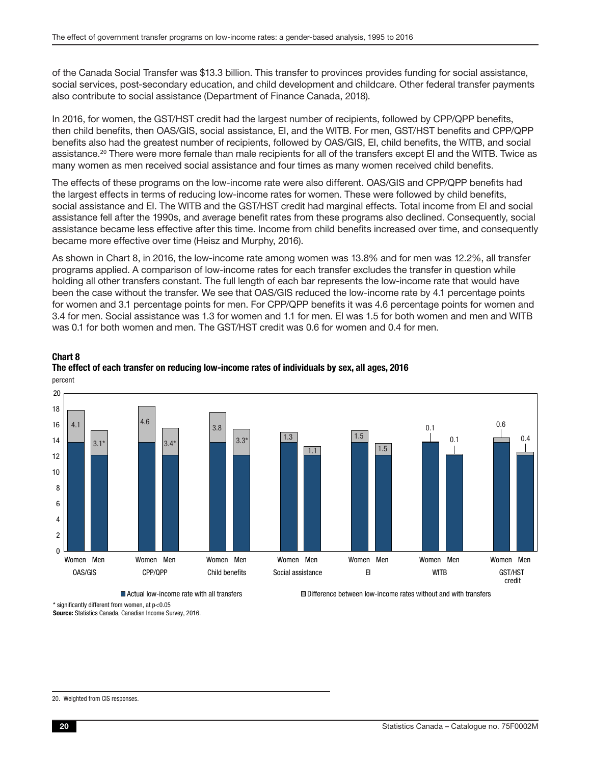of the Canada Social Transfer was $13.3 billion. This transfer to provinces provides funding for social assistance, social services, post-secondary education, and child development and childcare. Other federal transfer payments also contribute to social assistance (Department of Finance Canada, 2018).

In 2016, for women, the GST/HST credit had the largest number of recipients, followed by CPP/QPP benefits, then child benefits, then OAS/GIS, social assistance, EI, and the WITB. For men, GST/HST benefits and CPP/QPP benefits also had the greatest number of recipients, followed by OAS/GIS, EI, child benefits, the WITB, and social assistance.[20] There were more female than male recipients for all of the transfers except EI and the WITB. Twice as many women as men received social assistance and four times as many women received child benefits.

The effects of these programs on the low-income rate were also different. OAS/GIS and CPP/QPP benefits had the largest effects in terms of reducing low-income rates for women. These were followed by child benefits, social assistance and EI. The WITB and the GST/HST credit had marginal effects. Total income from EI and social assistance fell after the 1990s, and average benefit rates from these programs also declined. Consequently, social assistance became less effective after this time. Income from child benefits increased over time, and consequently became more effective over time (Heisz and Murphy, 2016).

As shown in Chart 8, in 2016, the low-income rate among women was 13.8% and for men was 12.2%, all transfer programs applied. A comparison of low-income rates for each transfer excludes the transfer in question while holding all other transfers constant. The full length of each bar represents the low-income rate that would have been the case without the transfer. We see that OAS/GIS reduced the low-income rate by 4.1 percentage points for women and 3.1 percentage points for men. For CPP/QPP benefits it was 4.6 percentage points for women and 3.4 for men. Social assistance was 1.3 for women and 1.1 for men. EI was 1.5 for both women and men and WITB was 0.1 for both women and men. The GST/HST credit was 0.6 for women and 0.4 for men.

**Chart 8**
**The effect of each transfer on reducing low-income rates of individuals by sex, all ages, 2016**

percent

| Transfer | Sex | Actual low-income rate with all transfers | Difference between low-income rates without and with transfers |
|---|---|---|---|
| OAS/GIS | Women | 13.8 | 4.1 |
| OAS/GIS | Men | 12.2 | 3.1* |
| CPP/QPP | Women | 13.8 | 4.6 |
| CPP/QPP | Men | 12.2 | 3.4* |
| Child benefits | Women | 13.8 | 3.8 |
| Child benefits | Men | 12.2 | 3.3* |
| Social assistance | Women | 13.8 | 1.3 |
| Social assistance | Men | 12.2 | 1.1 |
| EI | Women | 13.8 | 1.5 |
| EI | Men | 12.2 | 1.5 |
| WITB | Women | 13.8 | 0.1 |
| WITB | Men | 12.2 | 0.1 |
| GST/HST credit | Women | 13.8 | 0.6 |
| GST/HST credit | Men | 12.2 | 0.4 |

\* significantly different from women, at $p<0.05$

**Source:** Statistics Canada, Canadian Income Survey, 2016.

20. Weighted from CIS responses.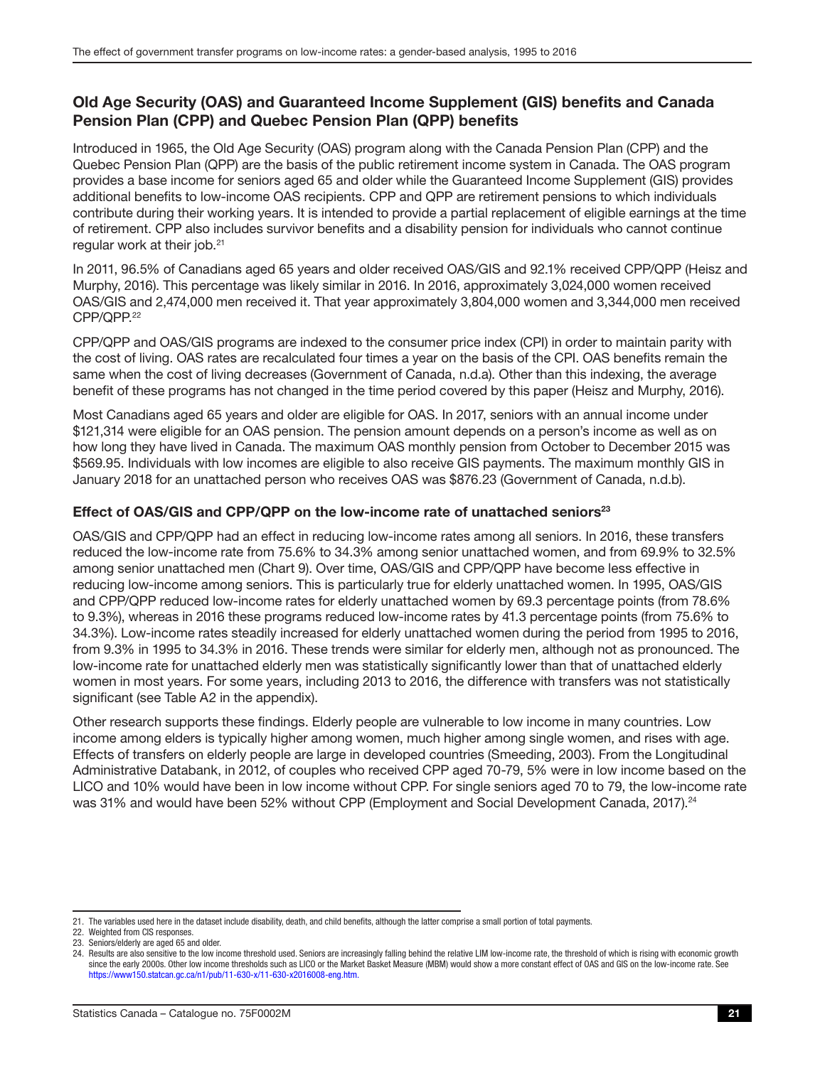### Old Age Security (OAS) and Guaranteed Income Supplement (GIS) benefits and Canada Pension Plan (CPP) and Quebec Pension Plan (QPP) benefits

Introduced in 1965, the Old Age Security (OAS) program along with the Canada Pension Plan (CPP) and the Quebec Pension Plan (QPP) are the basis of the public retirement income system in Canada. The OAS program provides a base income for seniors aged 65 and older while the Guaranteed Income Supplement (GIS) provides additional benefits to low-income OAS recipients. CPP and QPP are retirement pensions to which individuals contribute during their working years. It is intended to provide a partial replacement of eligible earnings at the time of retirement. CPP also includes survivor benefits and a disability pension for individuals who cannot continue regular work at their job.[21]

In 2011, 96.5% of Canadians aged 65 years and older received OAS/GIS and 92.1% received CPP/QPP (Heisz and Murphy, 2016). This percentage was likely similar in 2016. In 2016, approximately 3,024,000 women received OAS/GIS and 2,474,000 men received it. That year approximately 3,804,000 women and 3,344,000 men received CPP/QPP.[22]

CPP/QPP and OAS/GIS programs are indexed to the consumer price index (CPI) in order to maintain parity with the cost of living. OAS rates are recalculated four times a year on the basis of the CPI. OAS benefits remain the same when the cost of living decreases (Government of Canada, n.d.a). Other than this indexing, the average benefit of these programs has not changed in the time period covered by this paper (Heisz and Murphy, 2016).

Most Canadians aged 65 years and older are eligible for OAS. In 2017, seniors with an annual income under $121,314 were eligible for an OAS pension. The pension amount depends on a person's income as well as on how long they have lived in Canada. The maximum OAS monthly pension from October to December 2015 was $569.95. Individuals with low incomes are eligible to also receive GIS payments. The maximum monthly GIS in January 2018 for an unattached person who receives OAS was $876.23 (Government of Canada, n.d.b).

#### Effect of OAS/GIS and CPP/QPP on the low-income rate of unattached seniors[23]

OAS/GIS and CPP/QPP had an effect in reducing low-income rates among all seniors. In 2016, these transfers reduced the low-income rate from 75.6% to 34.3% among senior unattached women, and from 69.9% to 32.5% among senior unattached men (Chart 9). Over time, OAS/GIS and CPP/QPP have become less effective in reducing low-income among seniors. This is particularly true for elderly unattached women. In 1995, OAS/GIS and CPP/QPP reduced low-income rates for elderly unattached women by 69.3 percentage points (from 78.6% to 9.3%), whereas in 2016 these programs reduced low-income rates by 41.3 percentage points (from 75.6% to 34.3%). Low-income rates steadily increased for elderly unattached women during the period from 1995 to 2016, from 9.3% in 1995 to 34.3% in 2016. These trends were similar for elderly men, although not as pronounced. The low-income rate for unattached elderly men was statistically significantly lower than that of unattached elderly women in most years. For some years, including 2013 to 2016, the difference with transfers was not statistically significant (see Table A2 in the appendix).

Other research supports these findings. Elderly people are vulnerable to low income in many countries. Low income among elders is typically higher among women, much higher among single women, and rises with age. Effects of transfers on elderly people are large in developed countries (Smeeding, 2003). From the Longitudinal Administrative Databank, in 2012, of couples who received CPP aged 70-79, 5% were in low income based on the LICO and 10% would have been in low income without CPP. For single seniors aged 70 to 79, the low-income rate was 31% and would have been 52% without CPP (Employment and Social Development Canada, 2017).[24]

---

21. The variables used here in the dataset include disability, death, and child benefits, although the latter comprise a small portion of total payments.
22. Weighted from CIS responses.
23. Seniors/elderly are aged 65 and older.
24. Results are also sensitive to the low income threshold used. Seniors are increasingly falling behind the relative LIM low-income rate, the threshold of which is rising with economic growth since the early 2000s. Other low income thresholds such as LICO or the Market Basket Measure (MBM) would show a more constant effect of OAS and GIS on the low-income rate. See https://www150.statcan.gc.ca/n1/pub/11-630-x/11-630-x2016008-eng.htm.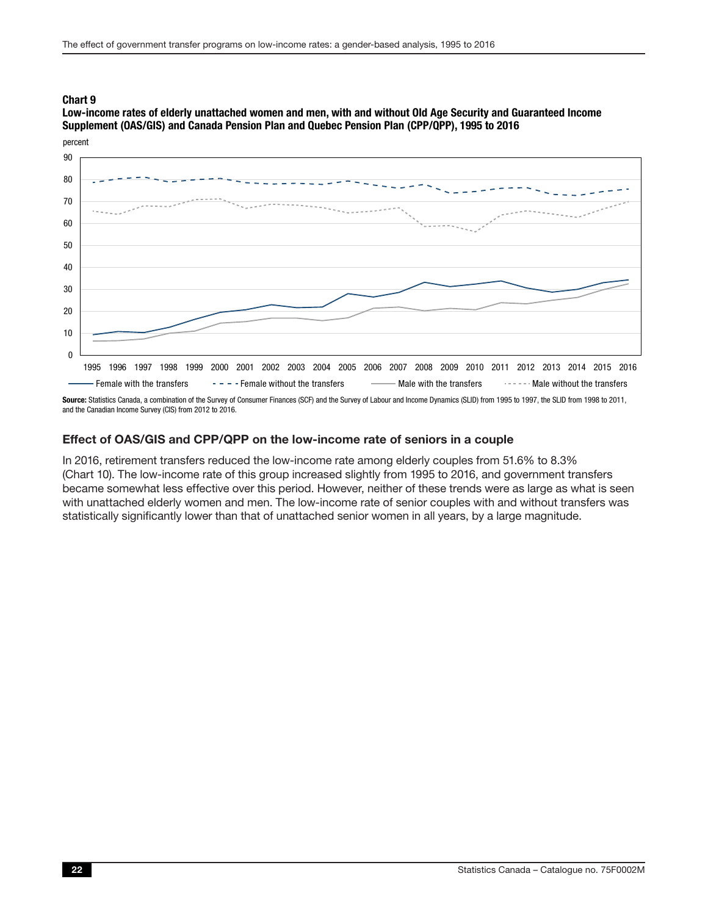**Chart 9**
**Low-income rates of elderly unattached women and men, with and without Old Age Security and Guaranteed Income Supplement (OAS/GIS) and Canada Pension Plan and Quebec Pension Plan (CPP/QPP), 1995 to 2016**

**Source:** Statistics Canada, a combination of the Survey of Consumer Finances (SCF) and the Survey of Labour and Income Dynamics (SLID) from 1995 to 1997, the SLID from 1998 to 2011, and the Canadian Income Survey (CIS) from 2012 to 2016.

### Effect of OAS/GIS and CPP/QPP on the low-income rate of seniors in a couple

In 2016, retirement transfers reduced the low-income rate among elderly couples from 51.6% to 8.3% (Chart 10). The low-income rate of this group increased slightly from 1995 to 2016, and government transfers became somewhat less effective over this period. However, neither of these trends were as large as what is seen with unattached elderly women and men. The low-income rate of senior couples with and without transfers was statistically significantly lower than that of unattached senior women in all years, by a large magnitude.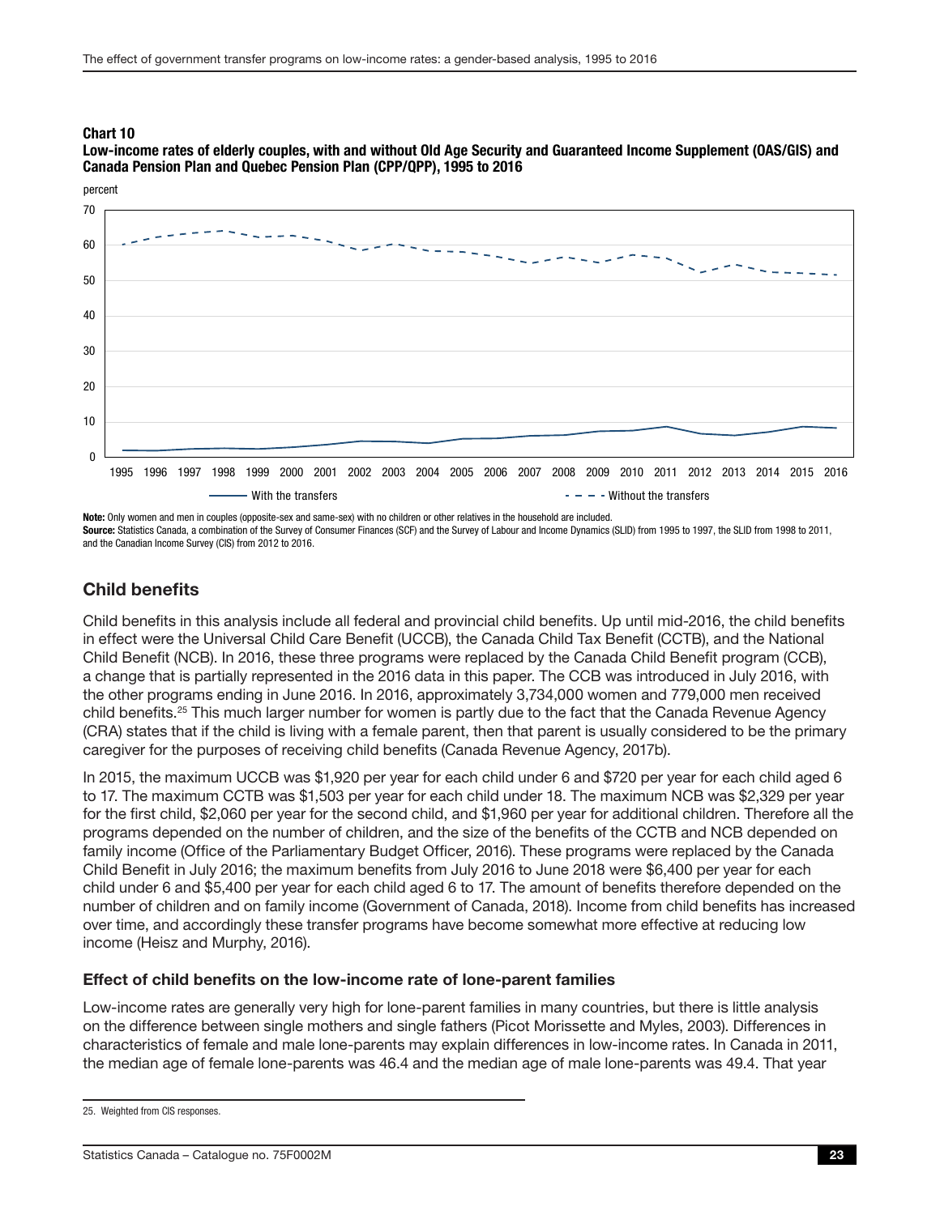**Chart 10**
**Low-income rates of elderly couples, with and without Old Age Security and Guaranteed Income Supplement (OAS/GIS) and Canada Pension Plan and Quebec Pension Plan (CPP/QPP), 1995 to 2016**

**Note:** Only women and men in couples (opposite-sex and same-sex) with no children or other relatives in the household are included.
**Source:** Statistics Canada, a combination of the Survey of Consumer Finances (SCF) and the Survey of Labour and Income Dynamics (SLID) from 1995 to 1997, the SLID from 1998 to 2011, and the Canadian Income Survey (CIS) from 2012 to 2016.

## Child benefits

Child benefits in this analysis include all federal and provincial child benefits. Up until mid-2016, the child benefits in effect were the Universal Child Care Benefit (UCCB), the Canada Child Tax Benefit (CCTB), and the National Child Benefit (NCB). In 2016, these three programs were replaced by the Canada Child Benefit program (CCB), a change that is partially represented in the 2016 data in this paper. The CCB was introduced in July 2016, with the other programs ending in June 2016. In 2016, approximately 3,734,000 women and 779,000 men received child benefits.[25] This much larger number for women is partly due to the fact that the Canada Revenue Agency (CRA) states that if the child is living with a female parent, then that parent is usually considered to be the primary caregiver for the purposes of receiving child benefits (Canada Revenue Agency, 2017b).

In 2015, the maximum UCCB was $1,920 per year for each child under 6 and $720 per year for each child aged 6 to 17. The maximum CCTB was $1,503 per year for each child under 18. The maximum NCB was $2,329 per year for the first child, $2,060 per year for the second child, and $1,960 per year for additional children. Therefore all the programs depended on the number of children, and the size of the benefits of the CCTB and NCB depended on family income (Office of the Parliamentary Budget Officer, 2016). These programs were replaced by the Canada Child Benefit in July 2016; the maximum benefits from July 2016 to June 2018 were $6,400 per year for each child under 6 and $5,400 per year for each child aged 6 to 17. The amount of benefits therefore depended on the number of children and on family income (Government of Canada, 2018). Income from child benefits has increased over time, and accordingly these transfer programs have become somewhat more effective at reducing low income (Heisz and Murphy, 2016).

### Effect of child benefits on the low-income rate of lone-parent families

Low-income rates are generally very high for lone-parent families in many countries, but there is little analysis on the difference between single mothers and single fathers (Picot Morissette and Myles, 2003). Differences in characteristics of female and male lone-parents may explain differences in low-income rates. In Canada in 2011, the median age of female lone-parents was 46.4 and the median age of male lone-parents was 49.4. That year

25. Weighted from CIS responses.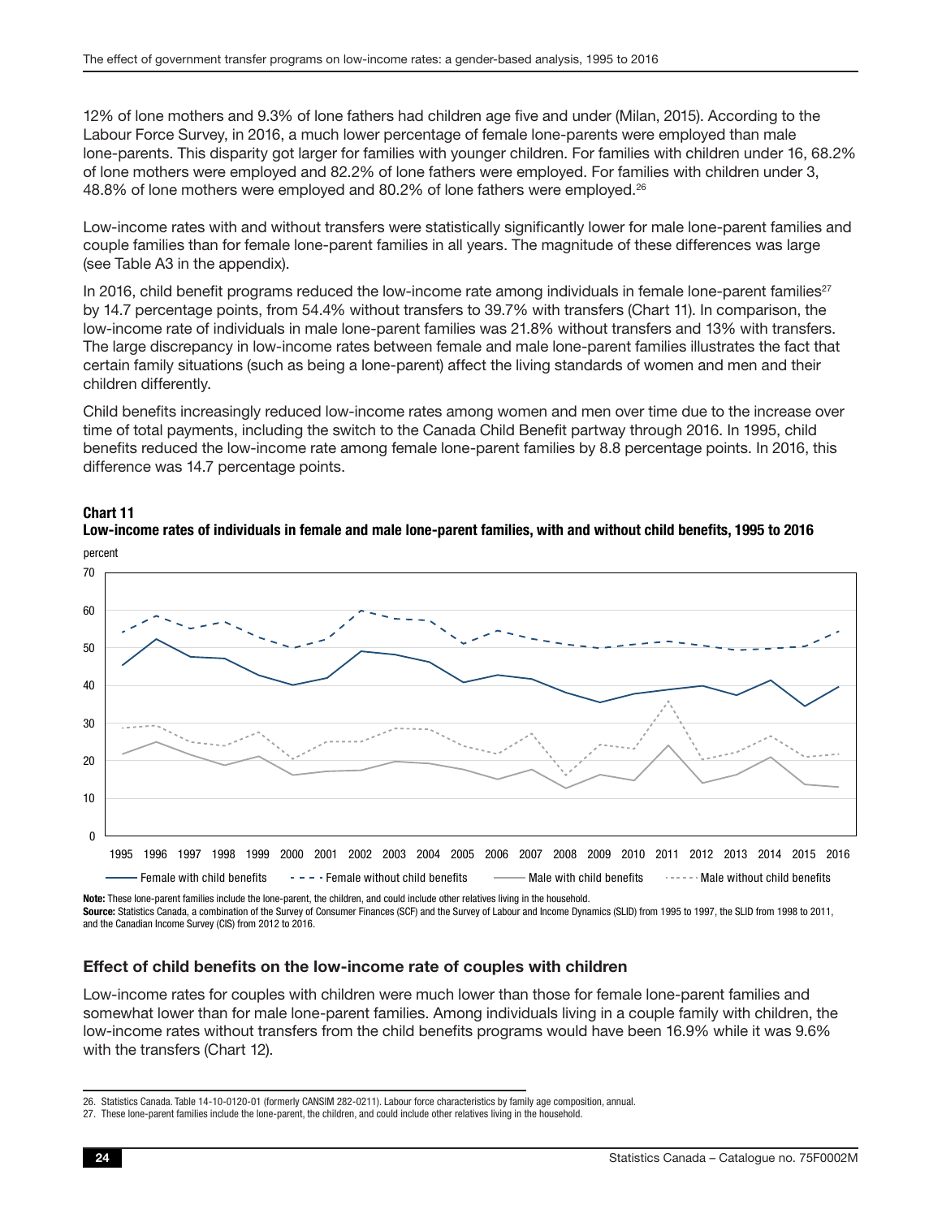12% of lone mothers and 9.3% of lone fathers had children age five and under (Milan, 2015). According to the Labour Force Survey, in 2016, a much lower percentage of female lone-parents were employed than male lone-parents. This disparity got larger for families with younger children. For families with children under 16, 68.2% of lone mothers were employed and 82.2% of lone fathers were employed. For families with children under 3, 48.8% of lone mothers were employed and 80.2% of lone fathers were employed.[26]

Low-income rates with and without transfers were statistically significantly lower for male lone-parent families and couple families than for female lone-parent families in all years. The magnitude of these differences was large (see Table A3 in the appendix).

In 2016, child benefit programs reduced the low-income rate among individuals in female lone-parent families[27] by 14.7 percentage points, from 54.4% without transfers to 39.7% with transfers (Chart 11). In comparison, the low-income rate of individuals in male lone-parent families was 21.8% without transfers and 13% with transfers. The large discrepancy in low-income rates between female and male lone-parent families illustrates the fact that certain family situations (such as being a lone-parent) affect the living standards of women and men and their children differently.

Child benefits increasingly reduced low-income rates among women and men over time due to the increase over time of total payments, including the switch to the Canada Child Benefit partway through 2016. In 1995, child benefits reduced the low-income rate among female lone-parent families by 8.8 percentage points. In 2016, this difference was 14.7 percentage points.

**Chart 11**
**Low-income rates of individuals in female and male lone-parent families, with and without child benefits, 1995 to 2016**

**Note:** These lone-parent families include the lone-parent, the children, and could include other relatives living in the household.
**Source:** Statistics Canada, a combination of the Survey of Consumer Finances (SCF) and the Survey of Labour and Income Dynamics (SLID) from 1995 to 1997, the SLID from 1998 to 2011, and the Canadian Income Survey (CIS) from 2012 to 2016.

### Effect of child benefits on the low-income rate of couples with children

Low-income rates for couples with children were much lower than those for female lone-parent families and somewhat lower than for male lone-parent families. Among individuals living in a couple family with children, the low-income rates without transfers from the child benefits programs would have been 16.9% while it was 9.6% with the transfers (Chart 12).

26. Statistics Canada. Table 14-10-0120-01 (formerly CANSIM 282-0211). Labour force characteristics by family age composition, annual.
27. These lone-parent families include the lone-parent, the children, and could include other relatives living in the household.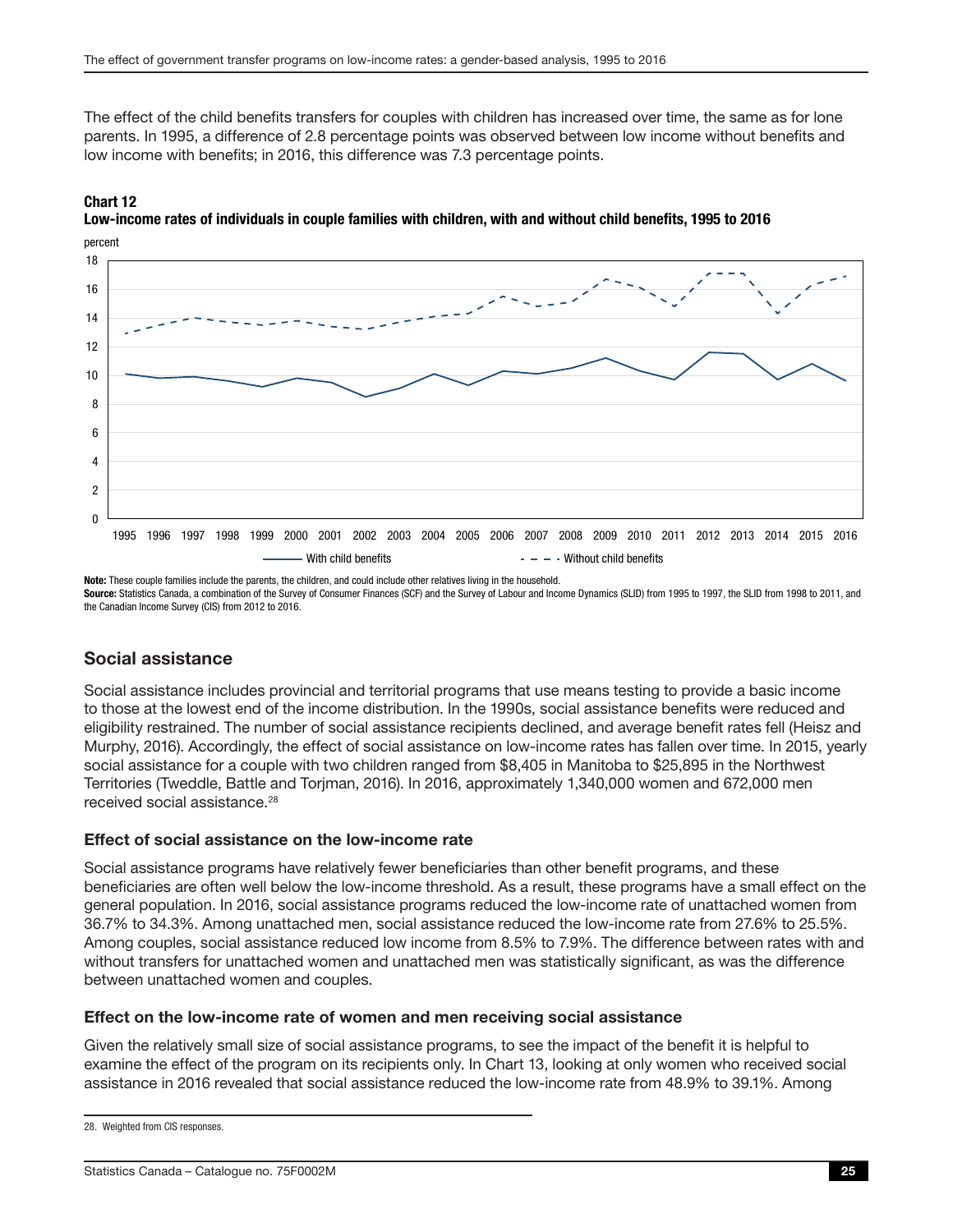The effect of the child benefits transfers for couples with children has increased over time, the same as for lone parents. In 1995, a difference of 2.8 percentage points was observed between low income without benefits and low income with benefits; in 2016, this difference was 7.3 percentage points.

**Chart 12**
**Low-income rates of individuals in couple families with children, with and without child benefits, 1995 to 2016**

**Note:** These couple families include the parents, the children, and could include other relatives living in the household.
**Source:** Statistics Canada, a combination of the Survey of Consumer Finances (SCF) and the Survey of Labour and Income Dynamics (SLID) from 1995 to 1997, the SLID from 1998 to 2011, and the Canadian Income Survey (CIS) from 2012 to 2016.

## Social assistance

Social assistance includes provincial and territorial programs that use means testing to provide a basic income to those at the lowest end of the income distribution. In the 1990s, social assistance benefits were reduced and eligibility restrained. The number of social assistance recipients declined, and average benefit rates fell (Heisz and Murphy, 2016). Accordingly, the effect of social assistance on low-income rates has fallen over time. In 2015, yearly social assistance for a couple with two children ranged from $8,405 in Manitoba to $25,895 in the Northwest Territories (Tweddle, Battle and Torjman, 2016). In 2016, approximately 1,340,000 women and 672,000 men received social assistance.[28]

### Effect of social assistance on the low-income rate

Social assistance programs have relatively fewer beneficiaries than other benefit programs, and these beneficiaries are often well below the low-income threshold. As a result, these programs have a small effect on the general population. In 2016, social assistance programs reduced the low-income rate of unattached women from 36.7% to 34.3%. Among unattached men, social assistance reduced the low-income rate from 27.6% to 25.5%. Among couples, social assistance reduced low income from 8.5% to 7.9%. The difference between rates with and without transfers for unattached women and unattached men was statistically significant, as was the difference between unattached women and couples.

### Effect on the low-income rate of women and men receiving social assistance

Given the relatively small size of social assistance programs, to see the impact of the benefit it is helpful to examine the effect of the program on its recipients only. In Chart 13, looking at only women who received social assistance in 2016 revealed that social assistance reduced the low-income rate from 48.9% to 39.1%. Among

28. Weighted from CIS responses.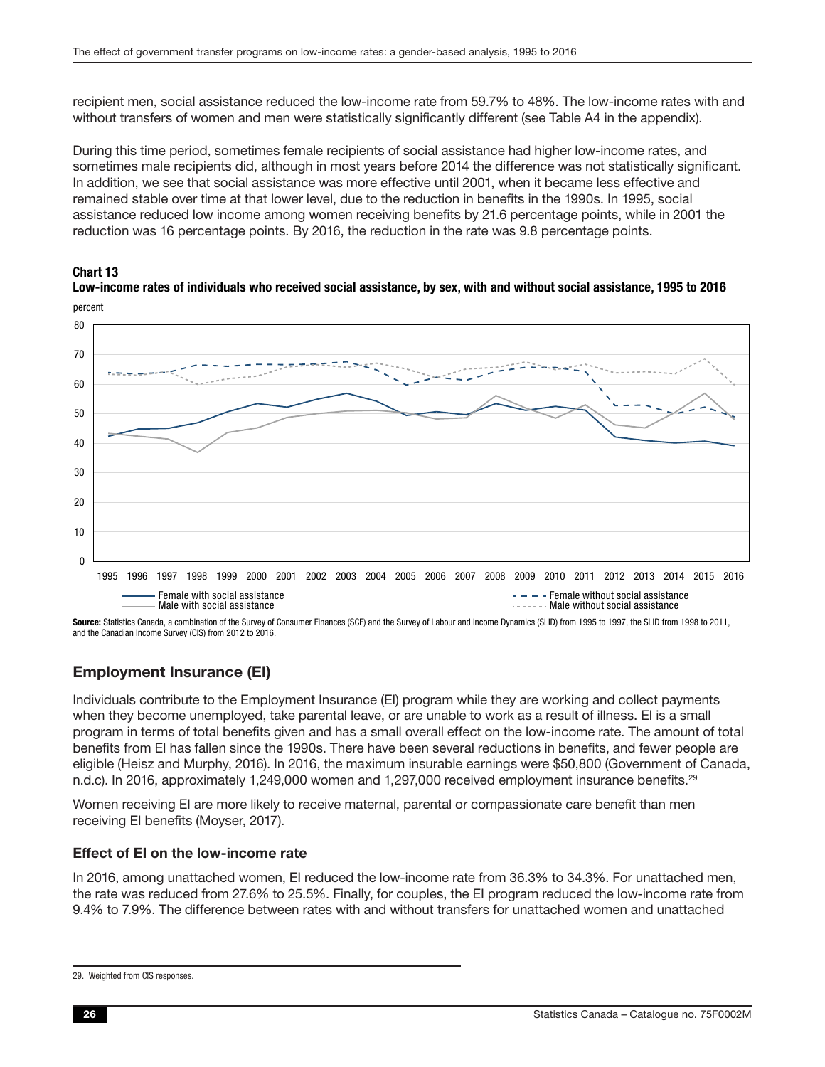recipient men, social assistance reduced the low-income rate from 59.7% to 48%. The low-income rates with and without transfers of women and men were statistically significantly different (see Table A4 in the appendix).

During this time period, sometimes female recipients of social assistance had higher low-income rates, and sometimes male recipients did, although in most years before 2014 the difference was not statistically significant. In addition, we see that social assistance was more effective until 2001, when it became less effective and remained stable over time at that lower level, due to the reduction in benefits in the 1990s. In 1995, social assistance reduced low income among women receiving benefits by 21.6 percentage points, while in 2001 the reduction was 16 percentage points. By 2016, the reduction in the rate was 9.8 percentage points.

**Chart 13**
**Low-income rates of individuals who received social assistance, by sex, with and without social assistance, 1995 to 2016**

**Source:** Statistics Canada, a combination of the Survey of Consumer Finances (SCF) and the Survey of Labour and Income Dynamics (SLID) from 1995 to 1997, the SLID from 1998 to 2011, and the Canadian Income Survey (CIS) from 2012 to 2016.

## Employment Insurance (EI)

Individuals contribute to the Employment Insurance (EI) program while they are working and collect payments when they become unemployed, take parental leave, or are unable to work as a result of illness. EI is a small program in terms of total benefits given and has a small overall effect on the low-income rate. The amount of total benefits from EI has fallen since the 1990s. There have been several reductions in benefits, and fewer people are eligible (Heisz and Murphy, 2016). In 2016, the maximum insurable earnings were $50,800 (Government of Canada, n.d.c). In 2016, approximately 1,249,000 women and 1,297,000 received employment insurance benefits.[29]

Women receiving EI are more likely to receive maternal, parental or compassionate care benefit than men receiving EI benefits (Moyser, 2017).

### Effect of EI on the low-income rate

In 2016, among unattached women, EI reduced the low-income rate from 36.3% to 34.3%. For unattached men, the rate was reduced from 27.6% to 25.5%. Finally, for couples, the EI program reduced the low-income rate from 9.4% to 7.9%. The difference between rates with and without transfers for unattached women and unattached

29. Weighted from CIS responses.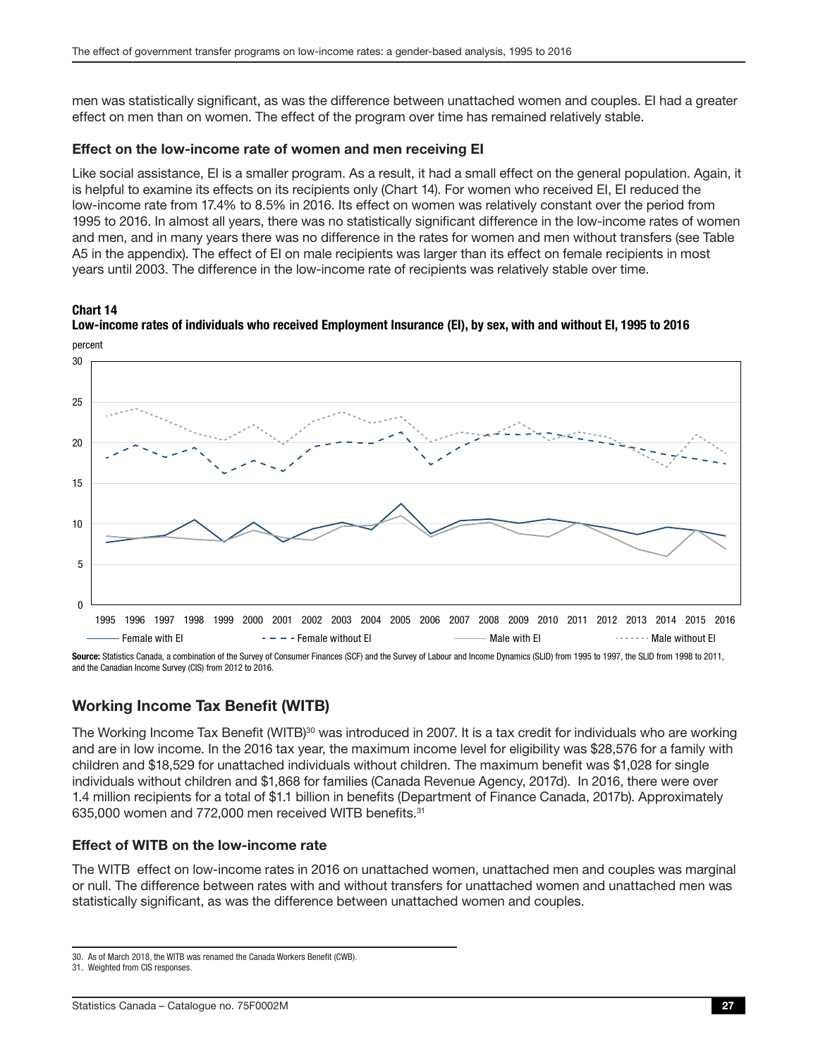men was statistically significant, as was the difference between unattached women and couples. EI had a greater effect on men than on women. The effect of the program over time has remained relatively stable.

### Effect on the low-income rate of women and men receiving EI

Like social assistance, EI is a smaller program. As a result, it had a small effect on the general population. Again, it is helpful to examine its effects on its recipients only (Chart 14). For women who received EI, EI reduced the low-income rate from 17.4% to 8.5% in 2016. Its effect on women was relatively constant over the period from 1995 to 2016. In almost all years, there was no statistically significant difference in the low-income rates of women and men, and in many years there was no difference in the rates for women and men without transfers (see Table A5 in the appendix). The effect of EI on male recipients was larger than its effect on female recipients in most years until 2003. The difference in the low-income rate of recipients was relatively stable over time.

**Chart 14**
**Low-income rates of individuals who received Employment Insurance (EI), by sex, with and without EI, 1995 to 2016**

**Source:** Statistics Canada, a combination of the Survey of Consumer Finances (SCF) and the Survey of Labour and Income Dynamics (SLID) from 1995 to 1997, the SLID from 1998 to 2011, and the Canadian Income Survey (CIS) from 2012 to 2016.

## Working Income Tax Benefit (WITB)

The Working Income Tax Benefit (WITB)[30] was introduced in 2007. It is a tax credit for individuals who are working and are in low income. In the 2016 tax year, the maximum income level for eligibility was $28,576 for a family with children and $18,529 for unattached individuals without children. The maximum benefit was $1,028 for single individuals without children and $1,868 for families (Canada Revenue Agency, 2017d). In 2016, there were over 1.4 million recipients for a total of $1.1 billion in benefits (Department of Finance Canada, 2017b). Approximately 635,000 women and 772,000 men received WITB benefits.[31]

### Effect of WITB on the low-income rate

The WITB effect on low-income rates in 2016 on unattached women, unattached men and couples was marginal or null. The difference between rates with and without transfers for unattached women and unattached men was statistically significant, as was the difference between unattached women and couples.

30. As of March 2018, the WITB was renamed the Canada Workers Benefit (CWB).
31. Weighted from CIS responses.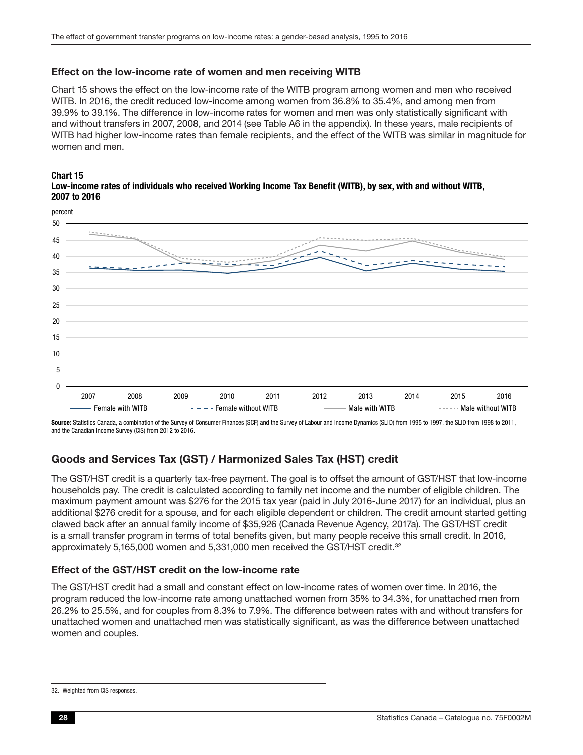### Effect on the low-income rate of women and men receiving WITB

Chart 15 shows the effect on the low-income rate of the WITB program among women and men who received WITB. In 2016, the credit reduced low-income among women from 36.8% to 35.4%, and among men from 39.9% to 39.1%. The difference in low-income rates for women and men was only statistically significant with and without transfers in 2007, 2008, and 2014 (see Table A6 in the appendix). In these years, male recipients of WITB had higher low-income rates than female recipients, and the effect of the WITB was similar in magnitude for women and men.

**Chart 15**
**Low-income rates of individuals who received Working Income Tax Benefit (WITB), by sex, with and without WITB, 2007 to 2016**

**Source:** Statistics Canada, a combination of the Survey of Consumer Finances (SCF) and the Survey of Labour and Income Dynamics (SLID) from 1995 to 1997, the SLID from 1998 to 2011, and the Canadian Income Survey (CIS) from 2012 to 2016.

## Goods and Services Tax (GST) / Harmonized Sales Tax (HST) credit

The GST/HST credit is a quarterly tax-free payment. The goal is to offset the amount of GST/HST that low-income households pay. The credit is calculated according to family net income and the number of eligible children. The maximum payment amount was $276 for the 2015 tax year (paid in July 2016-June 2017) for an individual, plus an additional $276 credit for a spouse, and for each eligible dependent or children. The credit amount started getting clawed back after an annual family income of $35,926 (Canada Revenue Agency, 2017a). The GST/HST credit is a small transfer program in terms of total benefits given, but many people receive this small credit. In 2016, approximately 5,165,000 women and 5,331,000 men received the GST/HST credit.[32]

### Effect of the GST/HST credit on the low-income rate

The GST/HST credit had a small and constant effect on low-income rates of women over time. In 2016, the program reduced the low-income rate among unattached women from 35% to 34.3%, for unattached men from 26.2% to 25.5%, and for couples from 8.3% to 7.9%. The difference between rates with and without transfers for unattached women and unattached men was statistically significant, as was the difference between unattached women and couples.

32. Weighted from CIS responses.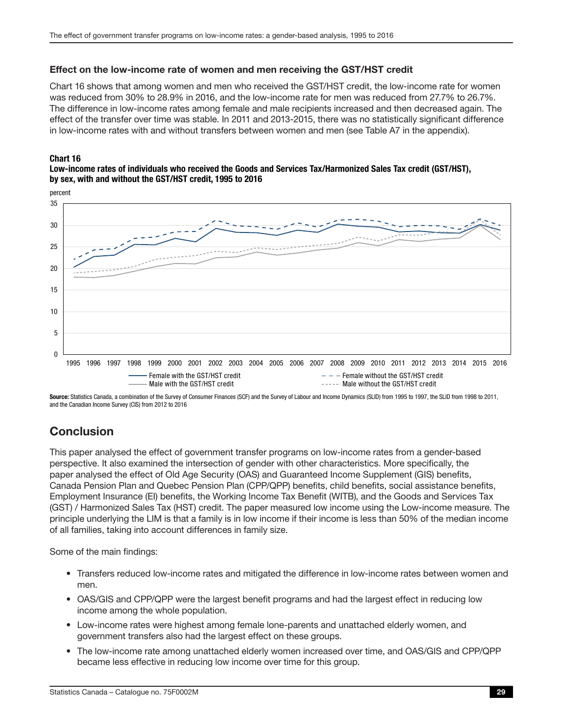### Effect on the low-income rate of women and men receiving the GST/HST credit

Chart 16 shows that among women and men who received the GST/HST credit, the low-income rate for women was reduced from 30% to 28.9% in 2016, and the low-income rate for men was reduced from 27.7% to 26.7%. The difference in low-income rates among female and male recipients increased and then decreased again. The effect of the transfer over time was stable. In 2011 and 2013-2015, there was no statistically significant difference in low-income rates with and without transfers between women and men (see Table A7 in the appendix).

**Chart 16**
**Low-income rates of individuals who received the Goods and Services Tax/Harmonized Sales Tax credit (GST/HST), by sex, with and without the GST/HST credit, 1995 to 2016**

**Source:** Statistics Canada, a combination of the Survey of Consumer Finances (SCF) and the Survey of Labour and Income Dynamics (SLID) from 1995 to 1997, the SLID from 1998 to 2011, and the Canadian Income Survey (CIS) from 2012 to 2016

## Conclusion

This paper analysed the effect of government transfer programs on low-income rates from a gender-based perspective. It also examined the intersection of gender with other characteristics. More specifically, the paper analysed the effect of Old Age Security (OAS) and Guaranteed Income Supplement (GIS) benefits, Canada Pension Plan and Quebec Pension Plan (CPP/QPP) benefits, child benefits, social assistance benefits, Employment Insurance (EI) benefits, the Working Income Tax Benefit (WITB), and the Goods and Services Tax (GST) / Harmonized Sales Tax (HST) credit. The paper measured low income using the Low-income measure. The principle underlying the LIM is that a family is in low income if their income is less than 50% of the median income of all families, taking into account differences in family size.

Some of the main findings:

- Transfers reduced low-income rates and mitigated the difference in low-income rates between women and men.
- OAS/GIS and CPP/QPP were the largest benefit programs and had the largest effect in reducing low income among the whole population.
- Low-income rates were highest among female lone-parents and unattached elderly women, and government transfers also had the largest effect on these groups.
- The low-income rate among unattached elderly women increased over time, and OAS/GIS and CPP/QPP became less effective in reducing low income over time for this group.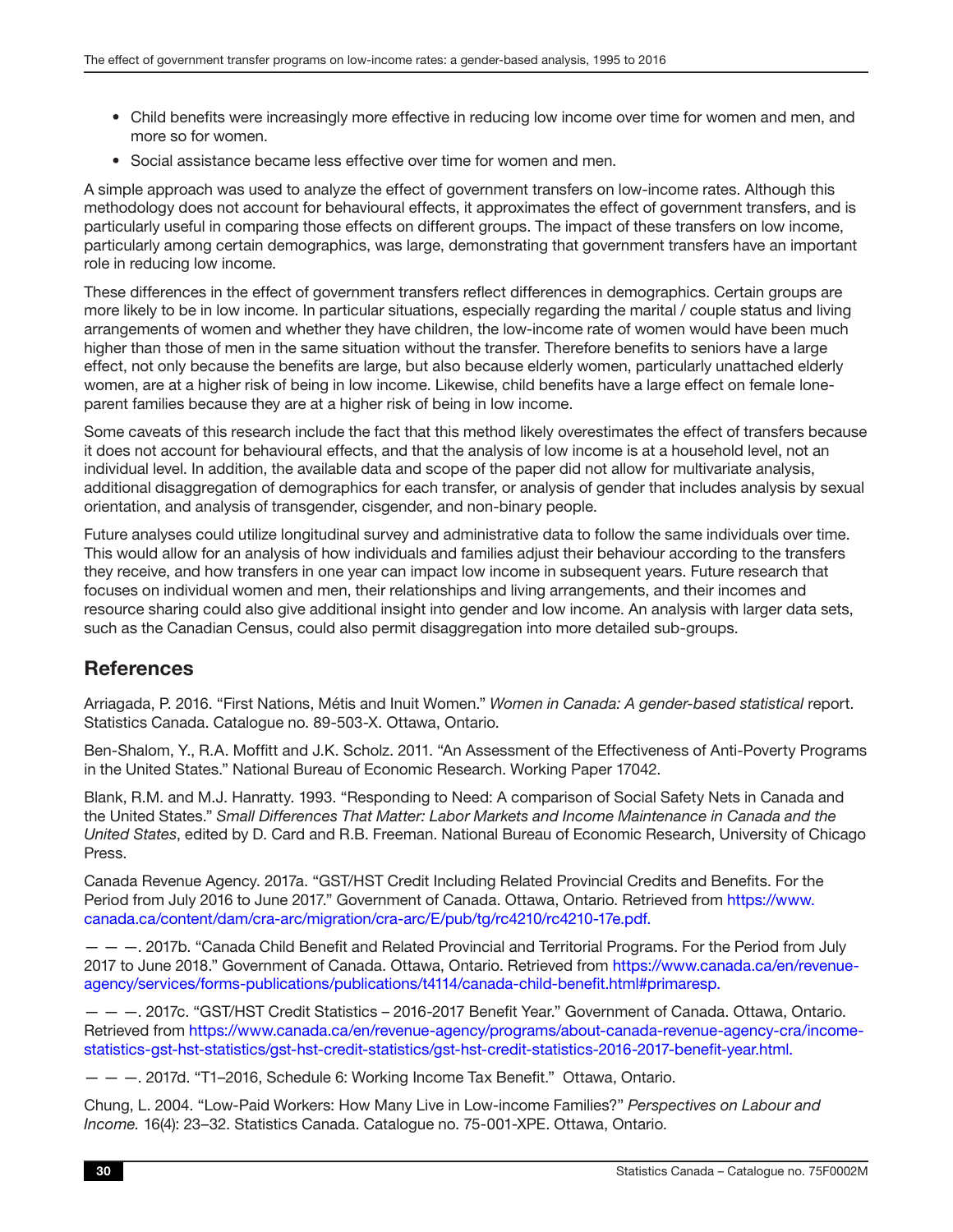- Child benefits were increasingly more effective in reducing low income over time for women and men, and more so for women.
- Social assistance became less effective over time for women and men.

A simple approach was used to analyze the effect of government transfers on low-income rates. Although this methodology does not account for behavioural effects, it approximates the effect of government transfers, and is particularly useful in comparing those effects on different groups. The impact of these transfers on low income, particularly among certain demographics, was large, demonstrating that government transfers have an important role in reducing low income.

These differences in the effect of government transfers reflect differences in demographics. Certain groups are more likely to be in low income. In particular situations, especially regarding the marital / couple status and living arrangements of women and whether they have children, the low-income rate of women would have been much higher than those of men in the same situation without the transfer. Therefore benefits to seniors have a large effect, not only because the benefits are large, but also because elderly women, particularly unattached elderly women, are at a higher risk of being in low income. Likewise, child benefits have a large effect on female lone-parent families because they are at a higher risk of being in low income.

Some caveats of this research include the fact that this method likely overestimates the effect of transfers because it does not account for behavioural effects, and that the analysis of low income is at a household level, not an individual level. In addition, the available data and scope of the paper did not allow for multivariate analysis, additional disaggregation of demographics for each transfer, or analysis of gender that includes analysis by sexual orientation, and analysis of transgender, cisgender, and non-binary people.

Future analyses could utilize longitudinal survey and administrative data to follow the same individuals over time. This would allow for an analysis of how individuals and families adjust their behaviour according to the transfers they receive, and how transfers in one year can impact low income in subsequent years. Future research that focuses on individual women and men, their relationships and living arrangements, and their incomes and resource sharing could also give additional insight into gender and low income. An analysis with larger data sets, such as the Canadian Census, could also permit disaggregation into more detailed sub-groups.

## References

Arriagada, P. 2016. "First Nations, Métis and Inuit Women." *Women in Canada: A gender-based statistical* report. Statistics Canada. Catalogue no. 89-503-X. Ottawa, Ontario.

Ben-Shalom, Y., R.A. Moffitt and J.K. Scholz. 2011. "An Assessment of the Effectiveness of Anti-Poverty Programs in the United States." National Bureau of Economic Research. Working Paper 17042.

Blank, R.M. and M.J. Hanratty. 1993. "Responding to Need: A comparison of Social Safety Nets in Canada and the United States." *Small Differences That Matter: Labor Markets and Income Maintenance in Canada and the United States*, edited by D. Card and R.B. Freeman. National Bureau of Economic Research, University of Chicago Press.

Canada Revenue Agency. 2017a. "GST/HST Credit Including Related Provincial Credits and Benefits. For the Period from July 2016 to June 2017." Government of Canada. Ottawa, Ontario. Retrieved from https://www.canada.ca/content/dam/cra-arc/migration/cra-arc/E/pub/tg/rc4210/rc4210-17e.pdf.

— — —. 2017b. "Canada Child Benefit and Related Provincial and Territorial Programs. For the Period from July 2017 to June 2018." Government of Canada. Ottawa, Ontario. Retrieved from https://www.canada.ca/en/revenue-agency/services/forms-publications/publications/t4114/canada-child-benefit.html#primaresp.

— — —. 2017c. "GST/HST Credit Statistics – 2016-2017 Benefit Year." Government of Canada. Ottawa, Ontario. Retrieved from https://www.canada.ca/en/revenue-agency/programs/about-canada-revenue-agency-cra/income-statistics-gst-hst-statistics/gst-hst-credit-statistics/gst-hst-credit-statistics-2016-2017-benefit-year.html.

— — —. 2017d. "T1–2016, Schedule 6: Working Income Tax Benefit." Ottawa, Ontario.

Chung, L. 2004. "Low-Paid Workers: How Many Live in Low-income Families?" *Perspectives on Labour and Income.* 16(4): 23–32. Statistics Canada. Catalogue no. 75-001-XPE. Ottawa, Ontario.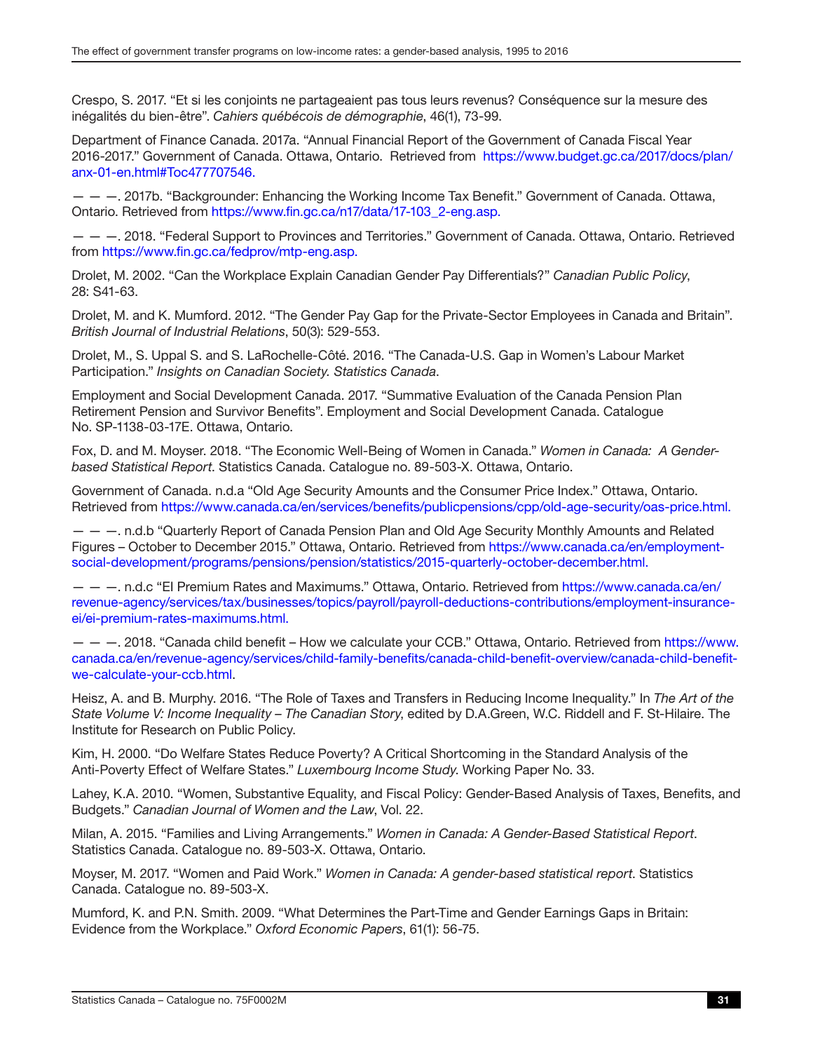Crespo, S. 2017. "Et si les conjoints ne partageaient pas tous leurs revenus? Conséquence sur la mesure des inégalités du bien-être". *Cahiers québécois de démographie*, 46(1), 73-99.

Department of Finance Canada. 2017a. "Annual Financial Report of the Government of Canada Fiscal Year 2016-2017." Government of Canada. Ottawa, Ontario. Retrieved from https://www.budget.gc.ca/2017/docs/plan/anx-01-en.html#Toc477707546.

— — —. 2017b. "Backgrounder: Enhancing the Working Income Tax Benefit." Government of Canada. Ottawa, Ontario. Retrieved from https://www.fin.gc.ca/n17/data/17-103_2-eng.asp.

— — —. 2018. "Federal Support to Provinces and Territories." Government of Canada. Ottawa, Ontario. Retrieved from https://www.fin.gc.ca/fedprov/mtp-eng.asp.

Drolet, M. 2002. "Can the Workplace Explain Canadian Gender Pay Differentials?" *Canadian Public Policy*, 28: S41-63.

Drolet, M. and K. Mumford. 2012. "The Gender Pay Gap for the Private-Sector Employees in Canada and Britain". *British Journal of Industrial Relations*, 50(3): 529-553.

Drolet, M., S. Uppal S. and S. LaRochelle-Côté. 2016. "The Canada-U.S. Gap in Women's Labour Market Participation." *Insights on Canadian Society. Statistics Canada*.

Employment and Social Development Canada. 2017. "Summative Evaluation of the Canada Pension Plan Retirement Pension and Survivor Benefits". Employment and Social Development Canada. Catalogue No. SP-1138-03-17E. Ottawa, Ontario.

Fox, D. and M. Moyser. 2018. "The Economic Well-Being of Women in Canada." *Women in Canada: A Gender-based Statistical Report*. Statistics Canada. Catalogue no. 89-503-X. Ottawa, Ontario.

Government of Canada. n.d.a "Old Age Security Amounts and the Consumer Price Index." Ottawa, Ontario. Retrieved from https://www.canada.ca/en/services/benefits/publicpensions/cpp/old-age-security/oas-price.html.

— — —. n.d.b "Quarterly Report of Canada Pension Plan and Old Age Security Monthly Amounts and Related Figures – October to December 2015." Ottawa, Ontario. Retrieved from https://www.canada.ca/en/employment-social-development/programs/pensions/pension/statistics/2015-quarterly-october-december.html.

— — —. n.d.c "EI Premium Rates and Maximums." Ottawa, Ontario. Retrieved from https://www.canada.ca/en/revenue-agency/services/tax/businesses/topics/payroll/payroll-deductions-contributions/employment-insurance-ei/ei-premium-rates-maximums.html.

— — —. 2018. "Canada child benefit – How we calculate your CCB." Ottawa, Ontario. Retrieved from https://www.canada.ca/en/revenue-agency/services/child-family-benefits/canada-child-benefit-overview/canada-child-benefit-we-calculate-your-ccb.html.

Heisz, A. and B. Murphy. 2016. "The Role of Taxes and Transfers in Reducing Income Inequality." In *The Art of the State Volume V: Income Inequality – The Canadian Story*, edited by D.A.Green, W.C. Riddell and F. St-Hilaire. The Institute for Research on Public Policy.

Kim, H. 2000. "Do Welfare States Reduce Poverty? A Critical Shortcoming in the Standard Analysis of the Anti-Poverty Effect of Welfare States." *Luxembourg Income Study*. Working Paper No. 33.

Lahey, K.A. 2010. "Women, Substantive Equality, and Fiscal Policy: Gender-Based Analysis of Taxes, Benefits, and Budgets." *Canadian Journal of Women and the Law*, Vol. 22.

Milan, A. 2015. "Families and Living Arrangements." *Women in Canada: A Gender-Based Statistical Report*. Statistics Canada. Catalogue no. 89-503-X. Ottawa, Ontario.

Moyser, M. 2017. "Women and Paid Work." *Women in Canada: A gender-based statistical report*. Statistics Canada. Catalogue no. 89-503-X.

Mumford, K. and P.N. Smith. 2009. "What Determines the Part-Time and Gender Earnings Gaps in Britain: Evidence from the Workplace." *Oxford Economic Papers*, 61(1): 56-75.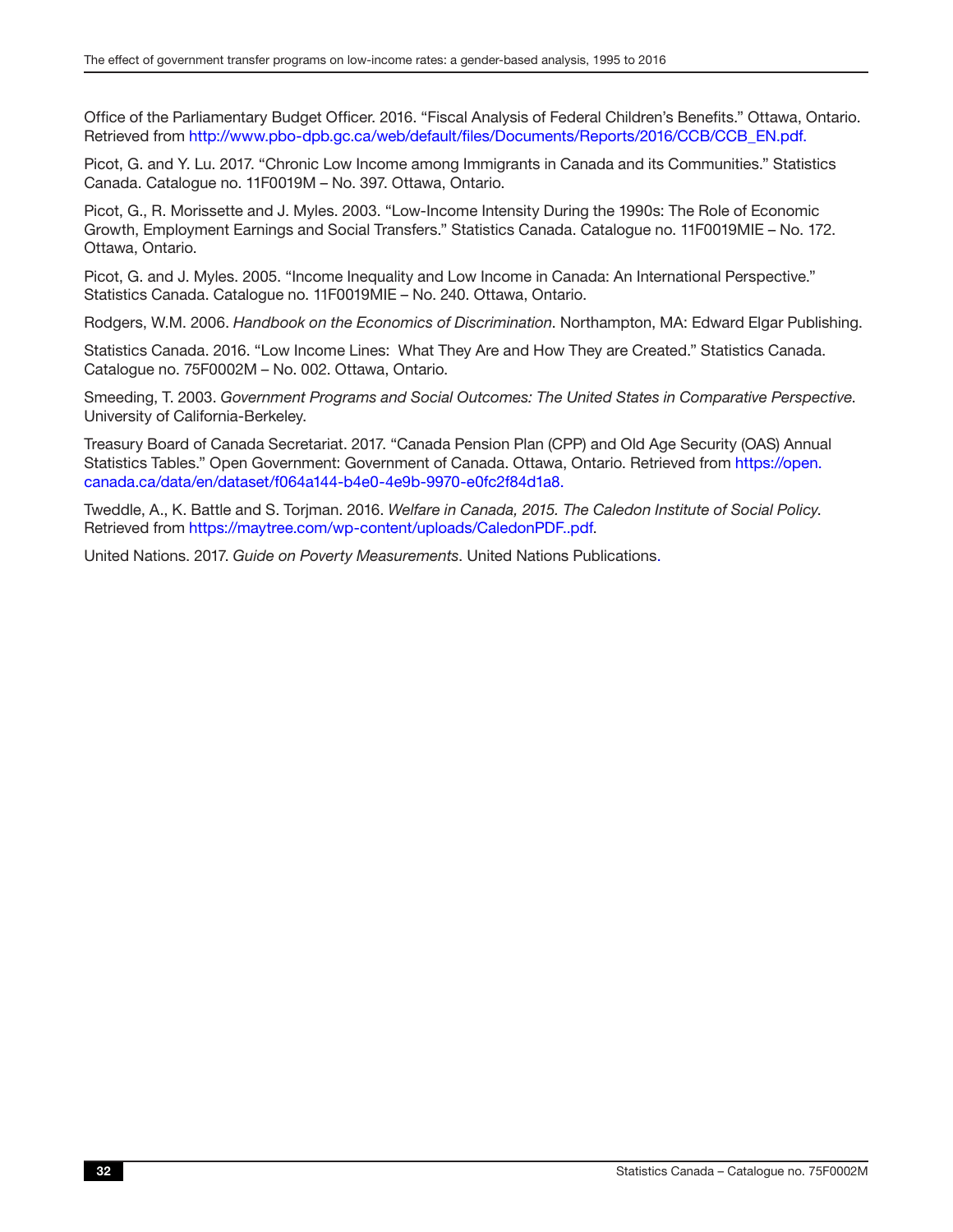Office of the Parliamentary Budget Officer. 2016. "Fiscal Analysis of Federal Children's Benefits." Ottawa, Ontario. Retrieved from http://www.pbo-dpb.gc.ca/web/default/files/Documents/Reports/2016/CCB/CCB_EN.pdf.

Picot, G. and Y. Lu. 2017. "Chronic Low Income among Immigrants in Canada and its Communities." Statistics Canada. Catalogue no. 11F0019M – No. 397. Ottawa, Ontario.

Picot, G., R. Morissette and J. Myles. 2003. "Low-Income Intensity During the 1990s: The Role of Economic Growth, Employment Earnings and Social Transfers." Statistics Canada. Catalogue no. 11F0019MIE – No. 172. Ottawa, Ontario.

Picot, G. and J. Myles. 2005. "Income Inequality and Low Income in Canada: An International Perspective." Statistics Canada. Catalogue no. 11F0019MIE – No. 240. Ottawa, Ontario.

Rodgers, W.M. 2006. *Handbook on the Economics of Discrimination*. Northampton, MA: Edward Elgar Publishing.

Statistics Canada. 2016. "Low Income Lines: What They Are and How They are Created." Statistics Canada. Catalogue no. 75F0002M – No. 002. Ottawa, Ontario.

Smeeding, T. 2003. *Government Programs and Social Outcomes: The United States in Comparative Perspective*. University of California-Berkeley.

Treasury Board of Canada Secretariat. 2017. "Canada Pension Plan (CPP) and Old Age Security (OAS) Annual Statistics Tables." Open Government: Government of Canada. Ottawa, Ontario. Retrieved from https://open.canada.ca/data/en/dataset/f064a144-b4e0-4e9b-9970-e0fc2f84d1a8.

Tweddle, A., K. Battle and S. Torjman. 2016. *Welfare in Canada, 2015. The Caledon Institute of Social Policy*. Retrieved from https://maytree.com/wp-content/uploads/CaledonPDF..pdf.

United Nations. 2017. *Guide on Poverty Measurements*. United Nations Publications.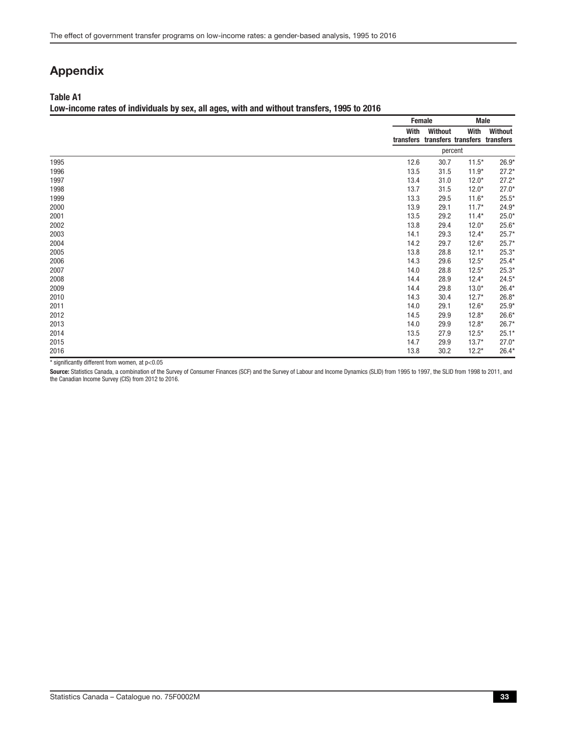# Appendix

**Table A1**
**Low-income rates of individuals by sex, all ages, with and without transfers, 1995 to 2016**

| | Female | | Male | |
|---|---|---|---|---|
| | With transfers | Without transfers | With transfers | Without transfers |
| | percent | | | |
| 1995 | 12.6 | 30.7 | 11.5* | 26.9* |
| 1996 | 13.5 | 31.5 | 11.9* | 27.2* |
| 1997 | 13.4 | 31.0 | 12.0* | 27.2* |
| 1998 | 13.7 | 31.5 | 12.0* | 27.0* |
| 1999 | 13.3 | 29.5 | 11.6* | 25.5* |
| 2000 | 13.9 | 29.1 | 11.7* | 24.9* |
| 2001 | 13.5 | 29.2 | 11.4* | 25.0* |
| 2002 | 13.8 | 29.4 | 12.0* | 25.6* |
| 2003 | 14.1 | 29.3 | 12.4* | 25.7* |
| 2004 | 14.2 | 29.7 | 12.6* | 25.7* |
| 2005 | 13.8 | 28.8 | 12.1* | 25.3* |
| 2006 | 14.3 | 29.6 | 12.5* | 25.4* |
| 2007 | 14.0 | 28.8 | 12.5* | 25.3* |
| 2008 | 14.4 | 28.9 | 12.4* | 24.5* |
| 2009 | 14.4 | 29.8 | 13.0* | 26.4* |
| 2010 | 14.3 | 30.4 | 12.7* | 26.8* |
| 2011 | 14.0 | 29.1 | 12.6* | 25.9* |
| 2012 | 14.5 | 29.9 | 12.8* | 26.6* |
| 2013 | 14.0 | 29.9 | 12.8* | 26.7* |
| 2014 | 13.5 | 27.9 | 12.5* | 25.1* |
| 2015 | 14.7 | 29.9 | 13.7* | 27.0* |
| 2016 | 13.8 | 30.2 | 12.2* | 26.4* |

* significantly different from women, at $p<0.05$

**Source:** Statistics Canada, a combination of the Survey of Consumer Finances (SCF) and the Survey of Labour and Income Dynamics (SLID) from 1995 to 1997, the SLID from 1998 to 2011, and the Canadian Income Survey (CIS) from 2012 to 2016.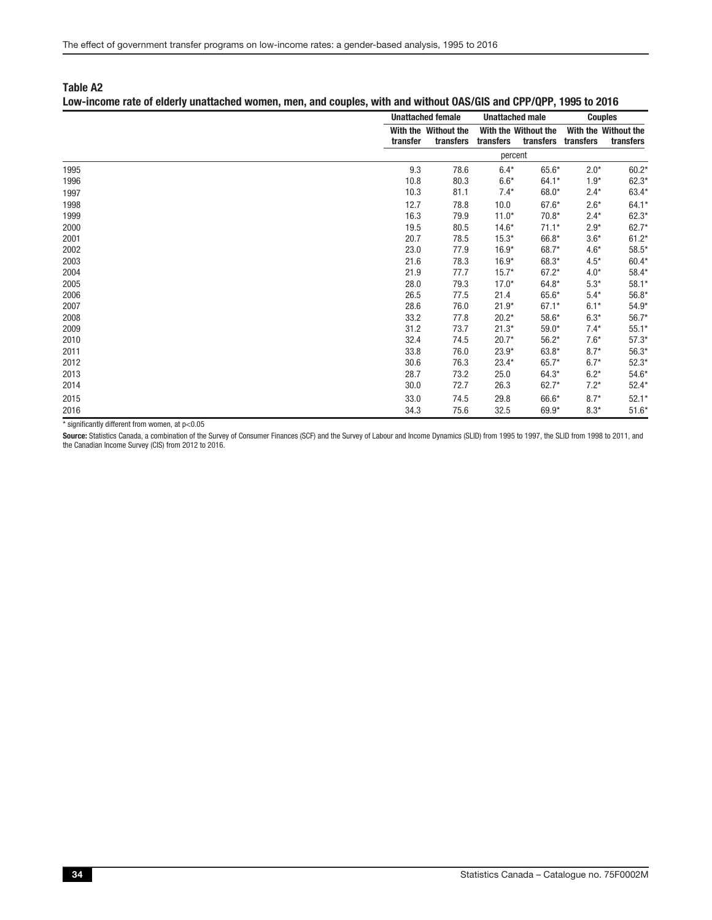**Table A2**
**Low-income rate of elderly unattached women, men, and couples, with and without OAS/GIS and CPP/QPP, 1995 to 2016**

| | Unattached female | | Unattached male | | Couples | |
|---|---|---|---|---|---|---|
| | With the transfer | Without the transfers | With the transfers | Without the transfers | With the transfers | Without the transfers |
| | percent | | | | | |
| 1995 | 9.3 | 78.6 | 6.4* | 65.6* | 2.0* | 60.2* |
| 1996 | 10.8 | 80.3 | 6.6* | 64.1* | 1.9* | 62.3* |
| 1997 | 10.3 | 81.1 | 7.4* | 68.0* | 2.4* | 63.4* |
| 1998 | 12.7 | 78.8 | 10.0 | 67.6* | 2.6* | 64.1* |
| 1999 | 16.3 | 79.9 | 11.0* | 70.8* | 2.4* | 62.3* |
| 2000 | 19.5 | 80.5 | 14.6* | 71.1* | 2.9* | 62.7* |
| 2001 | 20.7 | 78.5 | 15.3* | 66.8* | 3.6* | 61.2* |
| 2002 | 23.0 | 77.9 | 16.9* | 68.7* | 4.6* | 58.5* |
| 2003 | 21.6 | 78.3 | 16.9* | 68.3* | 4.5* | 60.4* |
| 2004 | 21.9 | 77.7 | 15.7* | 67.2* | 4.0* | 58.4* |
| 2005 | 28.0 | 79.3 | 17.0* | 64.8* | 5.3* | 58.1* |
| 2006 | 26.5 | 77.5 | 21.4 | 65.6* | 5.4* | 56.8* |
| 2007 | 28.6 | 76.0 | 21.9* | 67.1* | 6.1* | 54.9* |
| 2008 | 33.2 | 77.8 | 20.2* | 58.6* | 6.3* | 56.7* |
| 2009 | 31.2 | 73.7 | 21.3* | 59.0* | 7.4* | 55.1* |
| 2010 | 32.4 | 74.5 | 20.7* | 56.2* | 7.6* | 57.3* |
| 2011 | 33.8 | 76.0 | 23.9* | 63.8* | 8.7* | 56.3* |
| 2012 | 30.6 | 76.3 | 23.4* | 65.7* | 6.7* | 52.3* |
| 2013 | 28.7 | 73.2 | 25.0 | 64.3* | 6.2* | 54.6* |
| 2014 | 30.0 | 72.7 | 26.3 | 62.7* | 7.2* | 52.4* |
| 2015 | 33.0 | 74.5 | 29.8 | 66.6* | 8.7* | 52.1* |
| 2016 | 34.3 | 75.6 | 32.5 | 69.9* | 8.3* | 51.6* |

* significantly different from women, at $p<0.05$

**Source:** Statistics Canada, a combination of the Survey of Consumer Finances (SCF) and the Survey of Labour and Income Dynamics (SLID) from 1995 to 1997, the SLID from 1998 to 2011, and the Canadian Income Survey (CIS) from 2012 to 2016.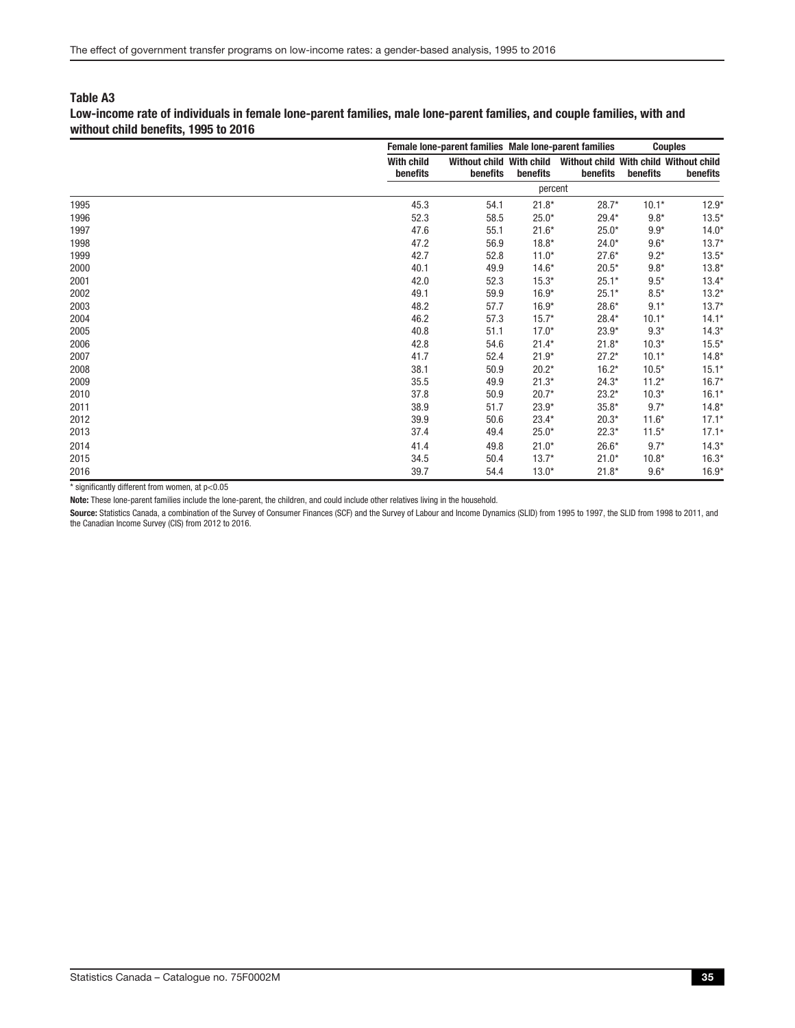**Table A3**
**Low-income rate of individuals in female lone-parent families, male lone-parent families, and couple families, with and without child benefits, 1995 to 2016**

| | Female lone-parent families | | Male lone-parent families | | Couples | |
|---|---|---|---|---|---|---|
| | With child benefits | Without child benefits | With child benefits | Without child benefits | With child benefits | Without child benefits |
| | percent | | | | | |
| 1995 | 45.3 | 54.1 | 21.8* | 28.7* | 10.1* | 12.9* |
| 1996 | 52.3 | 58.5 | 25.0* | 29.4* | 9.8* | 13.5* |
| 1997 | 47.6 | 55.1 | 21.6* | 25.0* | 9.9* | 14.0* |
| 1998 | 47.2 | 56.9 | 18.8* | 24.0* | 9.6* | 13.7* |
| 1999 | 42.7 | 52.8 | 11.0* | 27.6* | 9.2* | 13.5* |
| 2000 | 40.1 | 49.9 | 14.6* | 20.5* | 9.8* | 13.8* |
| 2001 | 42.0 | 52.3 | 15.3* | 25.1* | 9.5* | 13.4* |
| 2002 | 49.1 | 59.9 | 16.9* | 25.1* | 8.5* | 13.2* |
| 2003 | 48.2 | 57.7 | 16.9* | 28.6* | 9.1* | 13.7* |
| 2004 | 46.2 | 57.3 | 15.7* | 28.4* | 10.1* | 14.1* |
| 2005 | 40.8 | 51.1 | 17.0* | 23.9* | 9.3* | 14.3* |
| 2006 | 42.8 | 54.6 | 21.4* | 21.8* | 10.3* | 15.5* |
| 2007 | 41.7 | 52.4 | 21.9* | 27.2* | 10.1* | 14.8* |
| 2008 | 38.1 | 50.9 | 20.2* | 16.2* | 10.5* | 15.1* |
| 2009 | 35.5 | 49.9 | 21.3* | 24.3* | 11.2* | 16.7* |
| 2010 | 37.8 | 50.9 | 20.7* | 23.2* | 10.3* | 16.1* |
| 2011 | 38.9 | 51.7 | 23.9* | 35.8* | 9.7* | 14.8* |
| 2012 | 39.9 | 50.6 | 23.4* | 20.3* | 11.6* | 17.1* |
| 2013 | 37.4 | 49.4 | 25.0* | 22.3* | 11.5* | 17.1* |
| 2014 | 41.4 | 49.8 | 21.0* | 26.6* | 9.7* | 14.3* |
| 2015 | 34.5 | 50.4 | 13.7* | 21.0* | 10.8* | 16.3* |
| 2016 | 39.7 | 54.4 | 13.0* | 21.8* | 9.6* | 16.9* |

* significantly different from women, at p<0.05

**Note:** These lone-parent families include the lone-parent, the children, and could include other relatives living in the household.

**Source:** Statistics Canada, a combination of the Survey of Consumer Finances (SCF) and the Survey of Labour and Income Dynamics (SLID) from 1995 to 1997, the SLID from 1998 to 2011, and the Canadian Income Survey (CIS) from 2012 to 2016.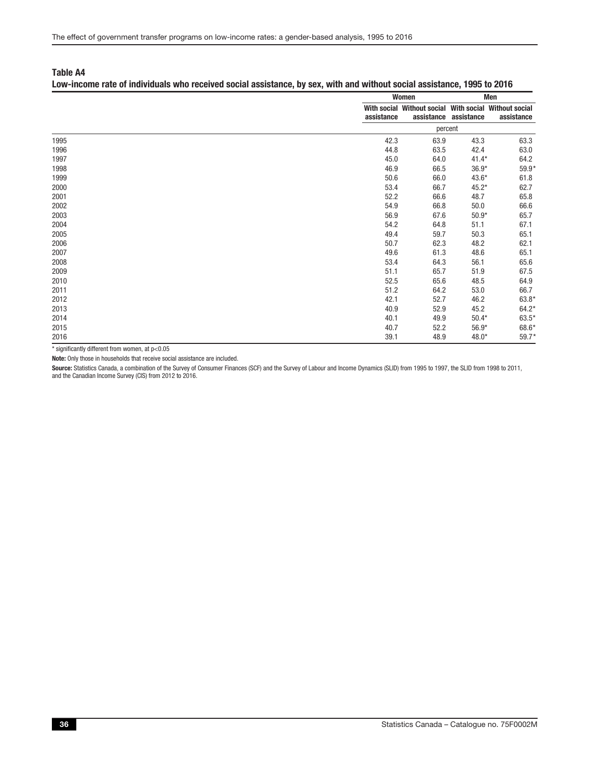**Table A4**
**Low-income rate of individuals who received social assistance, by sex, with and without social assistance, 1995 to 2016**

| | Women | | Men | |
|---|---|---|---|---|
| | With social assistance | Without social assistance | With social assistance | Without social assistance |
| | percent | | | |
| 1995 | 42.3 | 63.9 | 43.3 | 63.3 |
| 1996 | 44.8 | 63.5 | 42.4 | 63.0 |
| 1997 | 45.0 | 64.0 | 41.4* | 64.2 |
| 1998 | 46.9 | 66.5 | 36.9* | 59.9* |
| 1999 | 50.6 | 66.0 | 43.6* | 61.8 |
| 2000 | 53.4 | 66.7 | 45.2* | 62.7 |
| 2001 | 52.2 | 66.6 | 48.7 | 65.8 |
| 2002 | 54.9 | 66.8 | 50.0 | 66.6 |
| 2003 | 56.9 | 67.6 | 50.9* | 65.7 |
| 2004 | 54.2 | 64.8 | 51.1 | 67.1 |
| 2005 | 49.4 | 59.7 | 50.3 | 65.1 |
| 2006 | 50.7 | 62.3 | 48.2 | 62.1 |
| 2007 | 49.6 | 61.3 | 48.6 | 65.1 |
| 2008 | 53.4 | 64.3 | 56.1 | 65.6 |
| 2009 | 51.1 | 65.7 | 51.9 | 67.5 |
| 2010 | 52.5 | 65.6 | 48.5 | 64.9 |
| 2011 | 51.2 | 64.2 | 53.0 | 66.7 |
| 2012 | 42.1 | 52.7 | 46.2 | 63.8* |
| 2013 | 40.9 | 52.9 | 45.2 | 64.2* |
| 2014 | 40.1 | 49.9 | 50.4* | 63.5* |
| 2015 | 40.7 | 52.2 | 56.9* | 68.6* |
| 2016 | 39.1 | 48.9 | 48.0* | 59.7* |

* significantly different from women, at $p<0.05$

**Note:** Only those in households that receive social assistance are included.

**Source:** Statistics Canada, a combination of the Survey of Consumer Finances (SCF) and the Survey of Labour and Income Dynamics (SLID) from 1995 to 1997, the SLID from 1998 to 2011, and the Canadian Income Survey (CIS) from 2012 to 2016.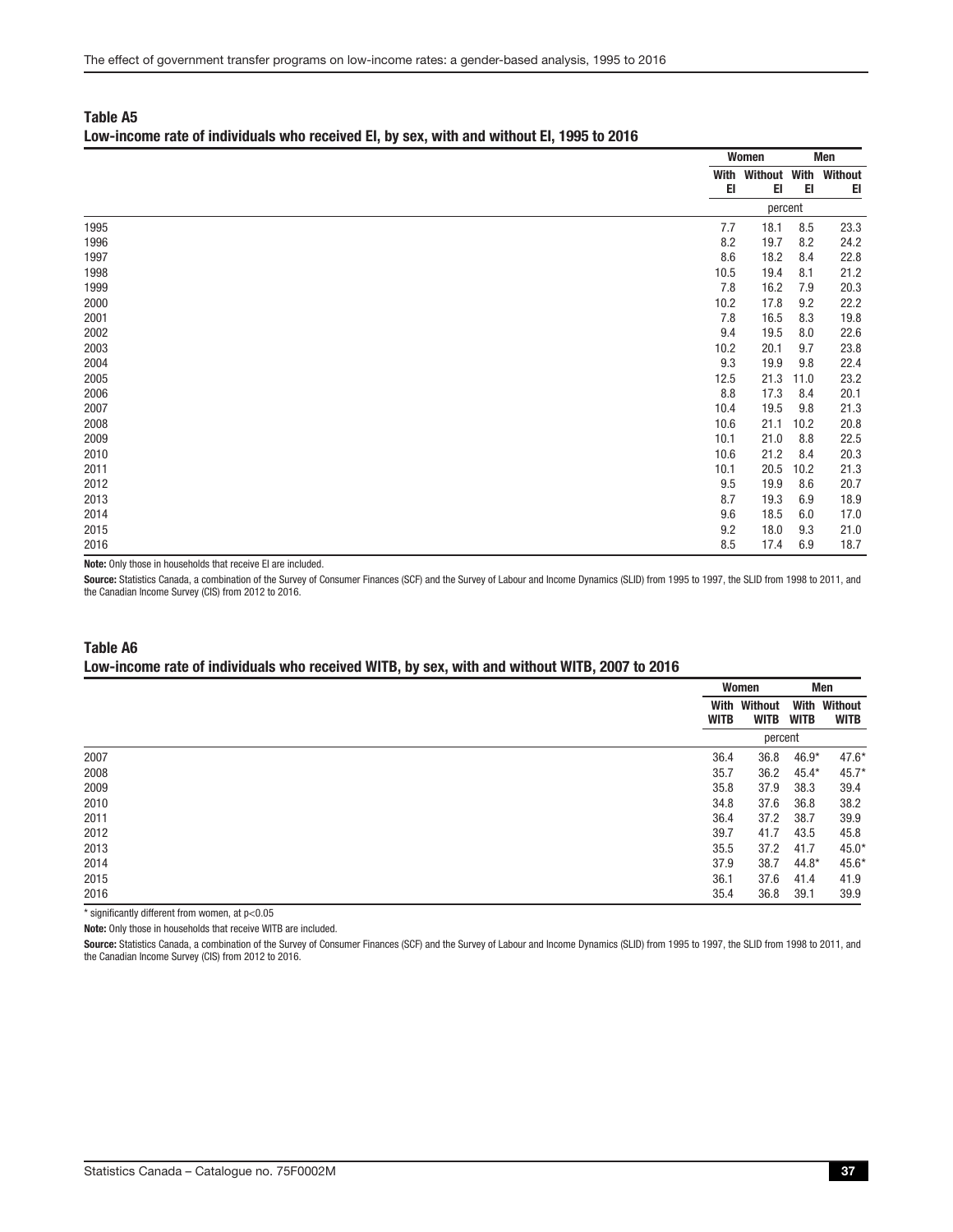**Table A5**
**Low-income rate of individuals who received EI, by sex, with and without EI, 1995 to 2016**

| | Women | | Men | |
|---|---|---|---|---|
| | With EI | Without EI | With EI | Without EI |
| | percent | | | |
| 1995 | 7.7 | 18.1 | 8.5 | 23.3 |
| 1996 | 8.2 | 19.7 | 8.2 | 24.2 |
| 1997 | 8.6 | 18.2 | 8.4 | 22.8 |
| 1998 | 10.5 | 19.4 | 8.1 | 21.2 |
| 1999 | 7.8 | 16.2 | 7.9 | 20.3 |
| 2000 | 10.2 | 17.8 | 9.2 | 22.2 |
| 2001 | 7.8 | 16.5 | 8.3 | 19.8 |
| 2002 | 9.4 | 19.5 | 8.0 | 22.6 |
| 2003 | 10.2 | 20.1 | 9.7 | 23.8 |
| 2004 | 9.3 | 19.9 | 9.8 | 22.4 |
| 2005 | 12.5 | 21.3 | 11.0 | 23.2 |
| 2006 | 8.8 | 17.3 | 8.4 | 20.1 |
| 2007 | 10.4 | 19.5 | 9.8 | 21.3 |
| 2008 | 10.6 | 21.1 | 10.2 | 20.8 |
| 2009 | 10.1 | 21.0 | 8.8 | 22.5 |
| 2010 | 10.6 | 21.2 | 8.4 | 20.3 |
| 2011 | 10.1 | 20.5 | 10.2 | 21.3 |
| 2012 | 9.5 | 19.9 | 8.6 | 20.7 |
| 2013 | 8.7 | 19.3 | 6.9 | 18.9 |
| 2014 | 9.6 | 18.5 | 6.0 | 17.0 |
| 2015 | 9.2 | 18.0 | 9.3 | 21.0 |
| 2016 | 8.5 | 17.4 | 6.9 | 18.7 |

**Note:** Only those in households that receive EI are included.

**Source:** Statistics Canada, a combination of the Survey of Consumer Finances (SCF) and the Survey of Labour and Income Dynamics (SLID) from 1995 to 1997, the SLID from 1998 to 2011, and the Canadian Income Survey (CIS) from 2012 to 2016.

**Table A6**
**Low-income rate of individuals who received WITB, by sex, with and without WITB, 2007 to 2016**

| | Women | | Men | |
|---|---|---|---|---|
| | With WITB | Without WITB | With WITB | Without WITB |
| | percent | | | |
| 2007 | 36.4 | 36.8 | 46.9* | 47.6* |
| 2008 | 35.7 | 36.2 | 45.4* | 45.7* |
| 2009 | 35.8 | 37.9 | 38.3 | 39.4 |
| 2010 | 34.8 | 37.6 | 36.8 | 38.2 |
| 2011 | 36.4 | 37.2 | 38.7 | 39.9 |
| 2012 | 39.7 | 41.7 | 43.5 | 45.8 |
| 2013 | 35.5 | 37.2 | 41.7 | 45.0* |
| 2014 | 37.9 | 38.7 | 44.8* | 45.6* |
| 2015 | 36.1 | 37.6 | 41.4 | 41.9 |
| 2016 | 35.4 | 36.8 | 39.1 | 39.9 |

* significantly different from women, at $p<0.05$

**Note:** Only those in households that receive WITB are included.

**Source:** Statistics Canada, a combination of the Survey of Consumer Finances (SCF) and the Survey of Labour and Income Dynamics (SLID) from 1995 to 1997, the SLID from 1998 to 2011, and the Canadian Income Survey (CIS) from 2012 to 2016.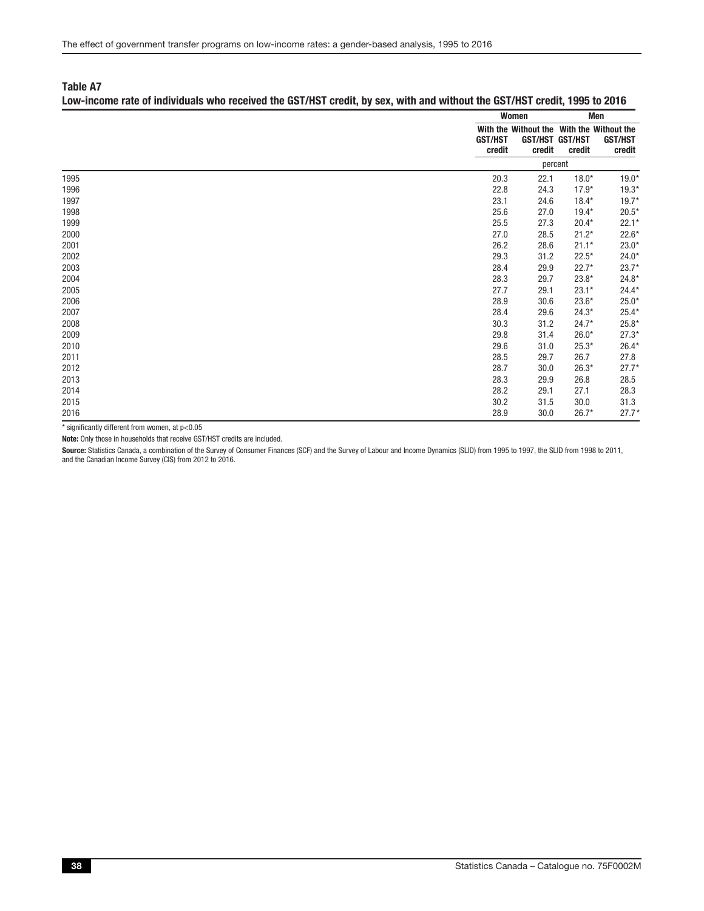**Table A7**
**Low-income rate of individuals who received the GST/HST credit, by sex, with and without the GST/HST credit, 1995 to 2016**

| | Women | | Men | |
|---|---|---|---|---|
| | With the GST/HST credit | Without the GST/HST credit | With the GST/HST credit | Without the GST/HST credit |
| | percent | | | |
| 1995 | 20.3 | 22.1 | 18.0* | 19.0* |
| 1996 | 22.8 | 24.3 | 17.9* | 19.3* |
| 1997 | 23.1 | 24.6 | 18.4* | 19.7* |
| 1998 | 25.6 | 27.0 | 19.4* | 20.5* |
| 1999 | 25.5 | 27.3 | 20.4* | 22.1* |
| 2000 | 27.0 | 28.5 | 21.2* | 22.6* |
| 2001 | 26.2 | 28.6 | 21.1* | 23.0* |
| 2002 | 29.3 | 31.2 | 22.5* | 24.0* |
| 2003 | 28.4 | 29.9 | 22.7* | 23.7* |
| 2004 | 28.3 | 29.7 | 23.8* | 24.8* |
| 2005 | 27.7 | 29.1 | 23.1* | 24.4* |
| 2006 | 28.9 | 30.6 | 23.6* | 25.0* |
| 2007 | 28.4 | 29.6 | 24.3* | 25.4* |
| 2008 | 30.3 | 31.2 | 24.7* | 25.8* |
| 2009 | 29.8 | 31.4 | 26.0* | 27.3* |
| 2010 | 29.6 | 31.0 | 25.3* | 26.4* |
| 2011 | 28.5 | 29.7 | 26.7 | 27.8 |
| 2012 | 28.7 | 30.0 | 26.3* | 27.7* |
| 2013 | 28.3 | 29.9 | 26.8 | 28.5 |
| 2014 | 28.2 | 29.1 | 27.1 | 28.3 |
| 2015 | 30.2 | 31.5 | 30.0 | 31.3 |
| 2016 | 28.9 | 30.0 | 26.7* | 27.7* |

* significantly different from women, at $p<0.05$

**Note:** Only those in households that receive GST/HST credits are included.

**Source:** Statistics Canada, a combination of the Survey of Consumer Finances (SCF) and the Survey of Labour and Income Dynamics (SLID) from 1995 to 1997, the SLID from 1998 to 2011, and the Canadian Income Survey (CIS) from 2012 to 2016.